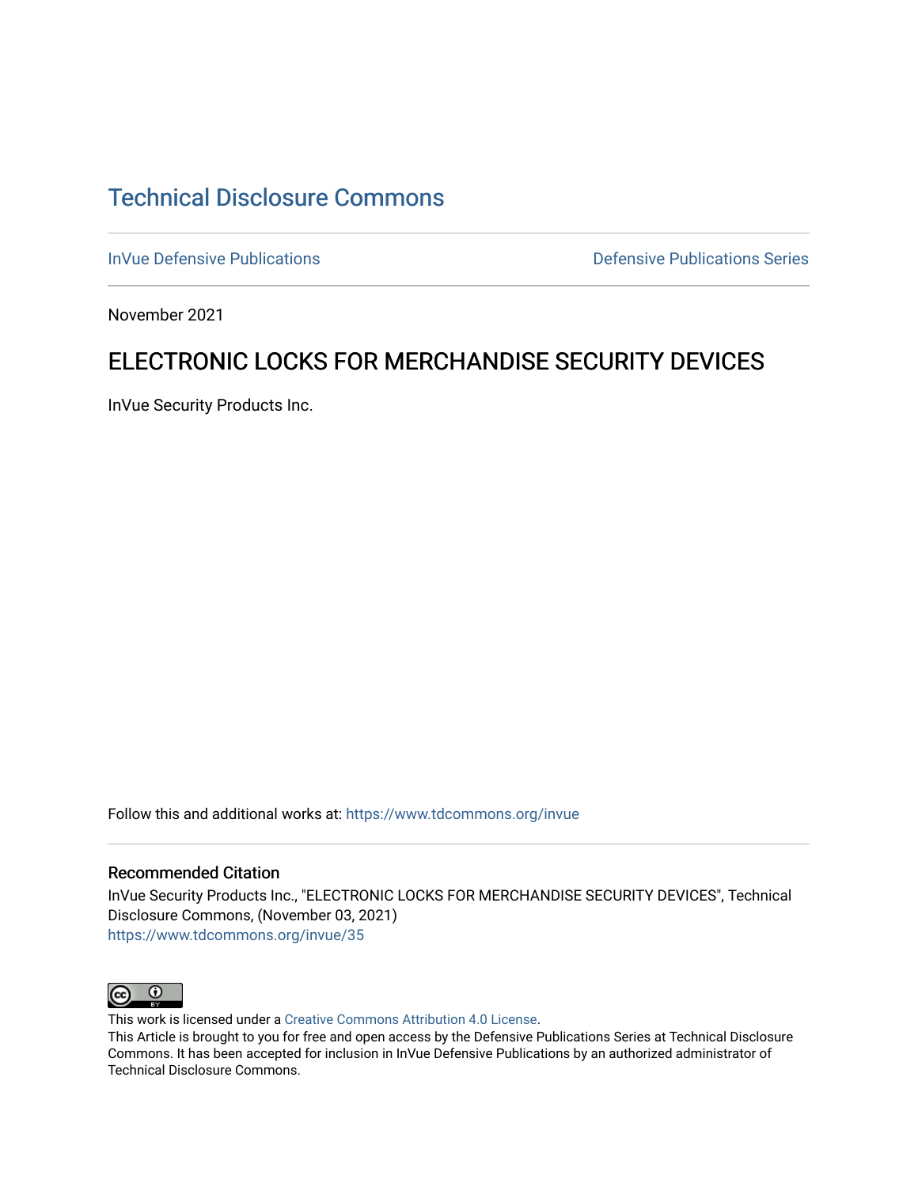# Technical Disclosure Commons

InVue Defensive Publications | Defensive Publications Series

November 2021

## ELECTRONIC LOCKS FOR MERCHANDISE SECURITY DEVICES

InVue Security Products Inc.

Follow this and additional works at: https://www.tdcommons.org/invue

### Recommended Citation

InVue Security Products Inc., "ELECTRONIC LOCKS FOR MERCHANDISE SECURITY DEVICES", Technical Disclosure Commons, (November 03, 2021)
https://www.tdcommons.org/invue/35

This work is licensed under a Creative Commons Attribution 4.0 License.
This Article is brought to you for free and open access by the Defensive Publications Series at Technical Disclosure Commons. It has been accepted for inclusion in InVue Defensive Publications by an authorized administrator of Technical Disclosure Commons.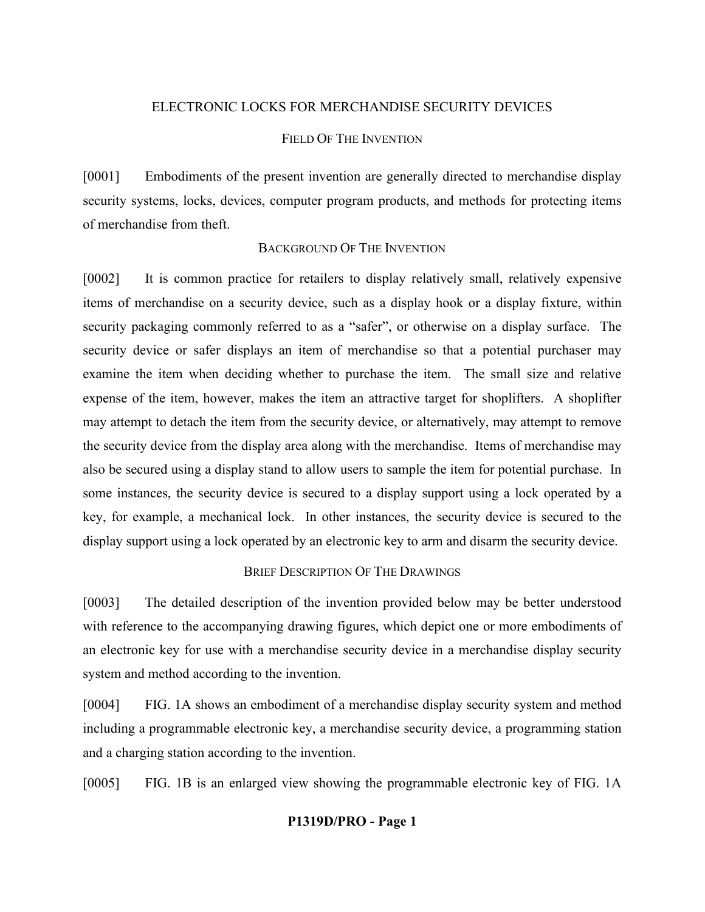# ELECTRONIC LOCKS FOR MERCHANDISE SECURITY DEVICES

## FIELD OF THE INVENTION

[0001] Embodiments of the present invention are generally directed to merchandise display security systems, locks, devices, computer program products, and methods for protecting items of merchandise from theft.

## BACKGROUND OF THE INVENTION

[0002] It is common practice for retailers to display relatively small, relatively expensive items of merchandise on a security device, such as a display hook or a display fixture, within security packaging commonly referred to as a "safer", or otherwise on a display surface. The security device or safer displays an item of merchandise so that a potential purchaser may examine the item when deciding whether to purchase the item. The small size and relative expense of the item, however, makes the item an attractive target for shoplifters. A shoplifter may attempt to detach the item from the security device, or alternatively, may attempt to remove the security device from the display area along with the merchandise. Items of merchandise may also be secured using a display stand to allow users to sample the item for potential purchase. In some instances, the security device is secured to a display support using a lock operated by a key, for example, a mechanical lock. In other instances, the security device is secured to the display support using a lock operated by an electronic key to arm and disarm the security device.

## BRIEF DESCRIPTION OF THE DRAWINGS

[0003] The detailed description of the invention provided below may be better understood with reference to the accompanying drawing figures, which depict one or more embodiments of an electronic key for use with a merchandise security device in a merchandise display security system and method according to the invention.

[0004] FIG. 1A shows an embodiment of a merchandise display security system and method including a programmable electronic key, a merchandise security device, a programming station and a charging station according to the invention.

[0005] FIG. 1B is an enlarged view showing the programmable electronic key of FIG. 1A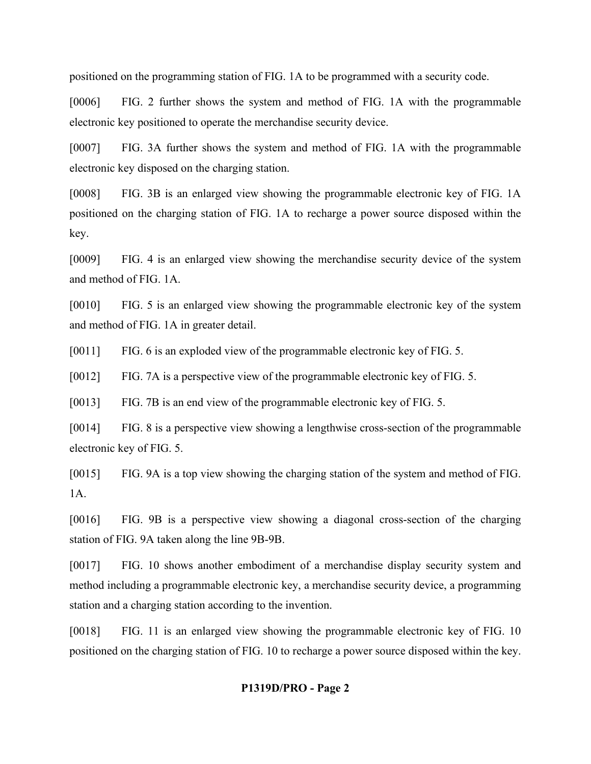positioned on the programming station of FIG. 1A to be programmed with a security code.

[0006] FIG. 2 further shows the system and method of FIG. 1A with the programmable electronic key positioned to operate the merchandise security device.

[0007] FIG. 3A further shows the system and method of FIG. 1A with the programmable electronic key disposed on the charging station.

[0008] FIG. 3B is an enlarged view showing the programmable electronic key of FIG. 1A positioned on the charging station of FIG. 1A to recharge a power source disposed within the key.

[0009] FIG. 4 is an enlarged view showing the merchandise security device of the system and method of FIG. 1A.

[0010] FIG. 5 is an enlarged view showing the programmable electronic key of the system and method of FIG. 1A in greater detail.

[0011] FIG. 6 is an exploded view of the programmable electronic key of FIG. 5.

[0012] FIG. 7A is a perspective view of the programmable electronic key of FIG. 5.

[0013] FIG. 7B is an end view of the programmable electronic key of FIG. 5.

[0014] FIG. 8 is a perspective view showing a lengthwise cross-section of the programmable electronic key of FIG. 5.

[0015] FIG. 9A is a top view showing the charging station of the system and method of FIG. 1A.

[0016] FIG. 9B is a perspective view showing a diagonal cross-section of the charging station of FIG. 9A taken along the line 9B-9B.

[0017] FIG. 10 shows another embodiment of a merchandise display security system and method including a programmable electronic key, a merchandise security device, a programming station and a charging station according to the invention.

[0018] FIG. 11 is an enlarged view showing the programmable electronic key of FIG. 10 positioned on the charging station of FIG. 10 to recharge a power source disposed within the key.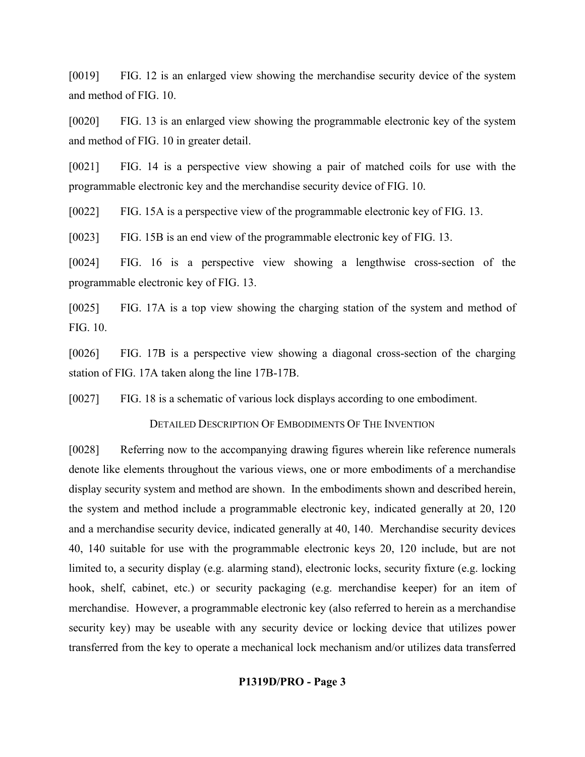[0019] FIG. 12 is an enlarged view showing the merchandise security device of the system and method of FIG. 10.

[0020] FIG. 13 is an enlarged view showing the programmable electronic key of the system and method of FIG. 10 in greater detail.

[0021] FIG. 14 is a perspective view showing a pair of matched coils for use with the programmable electronic key and the merchandise security device of FIG. 10.

[0022] FIG. 15A is a perspective view of the programmable electronic key of FIG. 13.

[0023] FIG. 15B is an end view of the programmable electronic key of FIG. 13.

[0024] FIG. 16 is a perspective view showing a lengthwise cross-section of the programmable electronic key of FIG. 13.

[0025] FIG. 17A is a top view showing the charging station of the system and method of FIG. 10.

[0026] FIG. 17B is a perspective view showing a diagonal cross-section of the charging station of FIG. 17A taken along the line 17B-17B.

[0027] FIG. 18 is a schematic of various lock displays according to one embodiment.

## DETAILED DESCRIPTION OF EMBODIMENTS OF THE INVENTION

[0028] Referring now to the accompanying drawing figures wherein like reference numerals denote like elements throughout the various views, one or more embodiments of a merchandise display security system and method are shown. In the embodiments shown and described herein, the system and method include a programmable electronic key, indicated generally at 20, 120 and a merchandise security device, indicated generally at 40, 140. Merchandise security devices 40, 140 suitable for use with the programmable electronic keys 20, 120 include, but are not limited to, a security display (e.g. alarming stand), electronic locks, security fixture (e.g. locking hook, shelf, cabinet, etc.) or security packaging (e.g. merchandise keeper) for an item of merchandise. However, a programmable electronic key (also referred to herein as a merchandise security key) may be useable with any security device or locking device that utilizes power transferred from the key to operate a mechanical lock mechanism and/or utilizes data transferred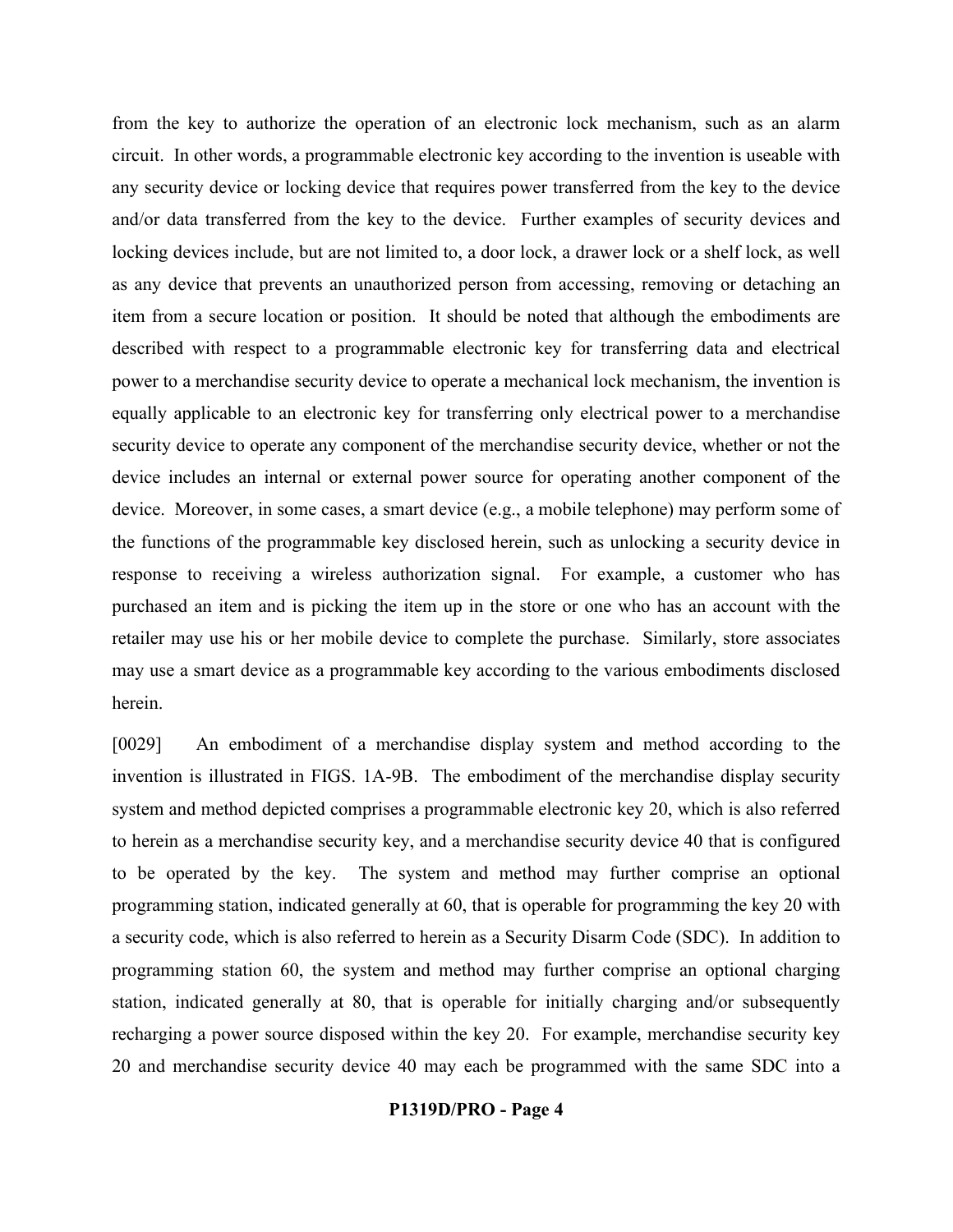from the key to authorize the operation of an electronic lock mechanism, such as an alarm circuit. In other words, a programmable electronic key according to the invention is useable with any security device or locking device that requires power transferred from the key to the device and/or data transferred from the key to the device. Further examples of security devices and locking devices include, but are not limited to, a door lock, a drawer lock or a shelf lock, as well as any device that prevents an unauthorized person from accessing, removing or detaching an item from a secure location or position. It should be noted that although the embodiments are described with respect to a programmable electronic key for transferring data and electrical power to a merchandise security device to operate a mechanical lock mechanism, the invention is equally applicable to an electronic key for transferring only electrical power to a merchandise security device to operate any component of the merchandise security device, whether or not the device includes an internal or external power source for operating another component of the device. Moreover, in some cases, a smart device (e.g., a mobile telephone) may perform some of the functions of the programmable key disclosed herein, such as unlocking a security device in response to receiving a wireless authorization signal. For example, a customer who has purchased an item and is picking the item up in the store or one who has an account with the retailer may use his or her mobile device to complete the purchase. Similarly, store associates may use a smart device as a programmable key according to the various embodiments disclosed herein.

[0029] An embodiment of a merchandise display system and method according to the invention is illustrated in FIGS. 1A-9B. The embodiment of the merchandise display security system and method depicted comprises a programmable electronic key 20, which is also referred to herein as a merchandise security key, and a merchandise security device 40 that is configured to be operated by the key. The system and method may further comprise an optional programming station, indicated generally at 60, that is operable for programming the key 20 with a security code, which is also referred to herein as a Security Disarm Code (SDC). In addition to programming station 60, the system and method may further comprise an optional charging station, indicated generally at 80, that is operable for initially charging and/or subsequently recharging a power source disposed within the key 20. For example, merchandise security key 20 and merchandise security device 40 may each be programmed with the same SDC into a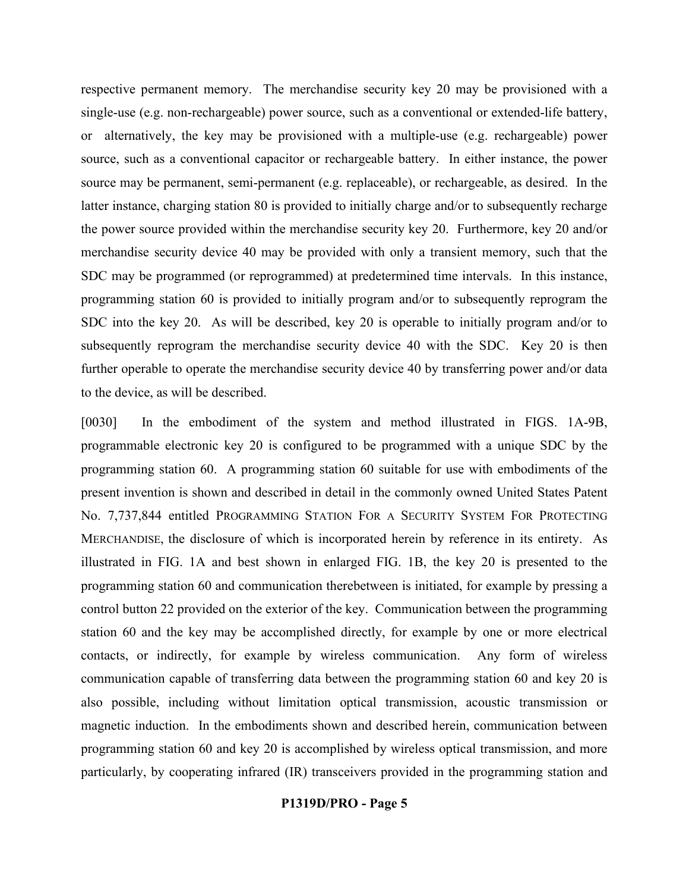respective permanent memory. The merchandise security key 20 may be provisioned with a single-use (e.g. non-rechargeable) power source, such as a conventional or extended-life battery, or alternatively, the key may be provisioned with a multiple-use (e.g. rechargeable) power source, such as a conventional capacitor or rechargeable battery. In either instance, the power source may be permanent, semi-permanent (e.g. replaceable), or rechargeable, as desired. In the latter instance, charging station 80 is provided to initially charge and/or to subsequently recharge the power source provided within the merchandise security key 20. Furthermore, key 20 and/or merchandise security device 40 may be provided with only a transient memory, such that the SDC may be programmed (or reprogrammed) at predetermined time intervals. In this instance, programming station 60 is provided to initially program and/or to subsequently reprogram the SDC into the key 20. As will be described, key 20 is operable to initially program and/or to subsequently reprogram the merchandise security device 40 with the SDC. Key 20 is then further operable to operate the merchandise security device 40 by transferring power and/or data to the device, as will be described.

[0030] In the embodiment of the system and method illustrated in FIGS. 1A-9B, programmable electronic key 20 is configured to be programmed with a unique SDC by the programming station 60. A programming station 60 suitable for use with embodiments of the present invention is shown and described in detail in the commonly owned United States Patent No. 7,737,844 entitled PROGRAMMING STATION FOR A SECURITY SYSTEM FOR PROTECTING MERCHANDISE, the disclosure of which is incorporated herein by reference in its entirety. As illustrated in FIG. 1A and best shown in enlarged FIG. 1B, the key 20 is presented to the programming station 60 and communication therebetween is initiated, for example by pressing a control button 22 provided on the exterior of the key. Communication between the programming station 60 and the key may be accomplished directly, for example by one or more electrical contacts, or indirectly, for example by wireless communication. Any form of wireless communication capable of transferring data between the programming station 60 and key 20 is also possible, including without limitation optical transmission, acoustic transmission or magnetic induction. In the embodiments shown and described herein, communication between programming station 60 and key 20 is accomplished by wireless optical transmission, and more particularly, by cooperating infrared (IR) transceivers provided in the programming station and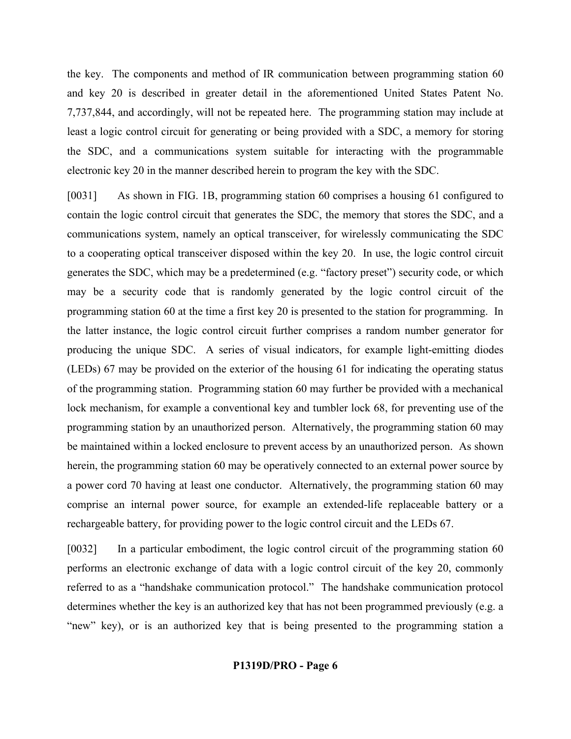the key. The components and method of IR communication between programming station 60 and key 20 is described in greater detail in the aforementioned United States Patent No. 7,737,844, and accordingly, will not be repeated here. The programming station may include at least a logic control circuit for generating or being provided with a SDC, a memory for storing the SDC, and a communications system suitable for interacting with the programmable electronic key 20 in the manner described herein to program the key with the SDC.

[0031] As shown in FIG. 1B, programming station 60 comprises a housing 61 configured to contain the logic control circuit that generates the SDC, the memory that stores the SDC, and a communications system, namely an optical transceiver, for wirelessly communicating the SDC to a cooperating optical transceiver disposed within the key 20. In use, the logic control circuit generates the SDC, which may be a predetermined (e.g. "factory preset") security code, or which may be a security code that is randomly generated by the logic control circuit of the programming station 60 at the time a first key 20 is presented to the station for programming. In the latter instance, the logic control circuit further comprises a random number generator for producing the unique SDC. A series of visual indicators, for example light-emitting diodes (LEDs) 67 may be provided on the exterior of the housing 61 for indicating the operating status of the programming station. Programming station 60 may further be provided with a mechanical lock mechanism, for example a conventional key and tumbler lock 68, for preventing use of the programming station by an unauthorized person. Alternatively, the programming station 60 may be maintained within a locked enclosure to prevent access by an unauthorized person. As shown herein, the programming station 60 may be operatively connected to an external power source by a power cord 70 having at least one conductor. Alternatively, the programming station 60 may comprise an internal power source, for example an extended-life replaceable battery or a rechargeable battery, for providing power to the logic control circuit and the LEDs 67.

[0032] In a particular embodiment, the logic control circuit of the programming station 60 performs an electronic exchange of data with a logic control circuit of the key 20, commonly referred to as a "handshake communication protocol." The handshake communication protocol determines whether the key is an authorized key that has not been programmed previously (e.g. a "new" key), or is an authorized key that is being presented to the programming station a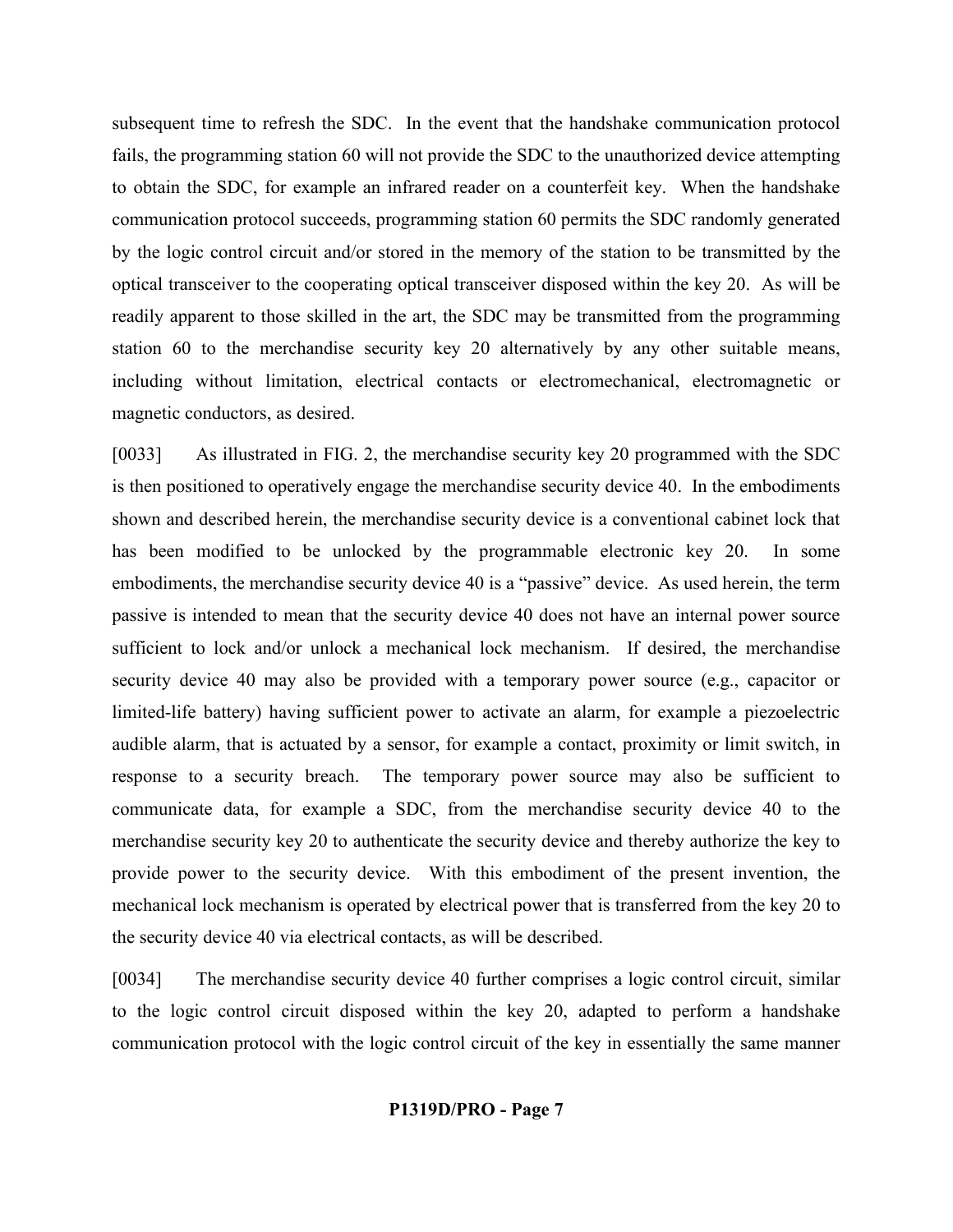subsequent time to refresh the SDC. In the event that the handshake communication protocol fails, the programming station 60 will not provide the SDC to the unauthorized device attempting to obtain the SDC, for example an infrared reader on a counterfeit key. When the handshake communication protocol succeeds, programming station 60 permits the SDC randomly generated by the logic control circuit and/or stored in the memory of the station to be transmitted by the optical transceiver to the cooperating optical transceiver disposed within the key 20. As will be readily apparent to those skilled in the art, the SDC may be transmitted from the programming station 60 to the merchandise security key 20 alternatively by any other suitable means, including without limitation, electrical contacts or electromechanical, electromagnetic or magnetic conductors, as desired.

[0033] As illustrated in FIG. 2, the merchandise security key 20 programmed with the SDC is then positioned to operatively engage the merchandise security device 40. In the embodiments shown and described herein, the merchandise security device is a conventional cabinet lock that has been modified to be unlocked by the programmable electronic key 20. In some embodiments, the merchandise security device 40 is a "passive" device. As used herein, the term passive is intended to mean that the security device 40 does not have an internal power source sufficient to lock and/or unlock a mechanical lock mechanism. If desired, the merchandise security device 40 may also be provided with a temporary power source (e.g., capacitor or limited-life battery) having sufficient power to activate an alarm, for example a piezoelectric audible alarm, that is actuated by a sensor, for example a contact, proximity or limit switch, in response to a security breach. The temporary power source may also be sufficient to communicate data, for example a SDC, from the merchandise security device 40 to the merchandise security key 20 to authenticate the security device and thereby authorize the key to provide power to the security device. With this embodiment of the present invention, the mechanical lock mechanism is operated by electrical power that is transferred from the key 20 to the security device 40 via electrical contacts, as will be described.

[0034] The merchandise security device 40 further comprises a logic control circuit, similar to the logic control circuit disposed within the key 20, adapted to perform a handshake communication protocol with the logic control circuit of the key in essentially the same manner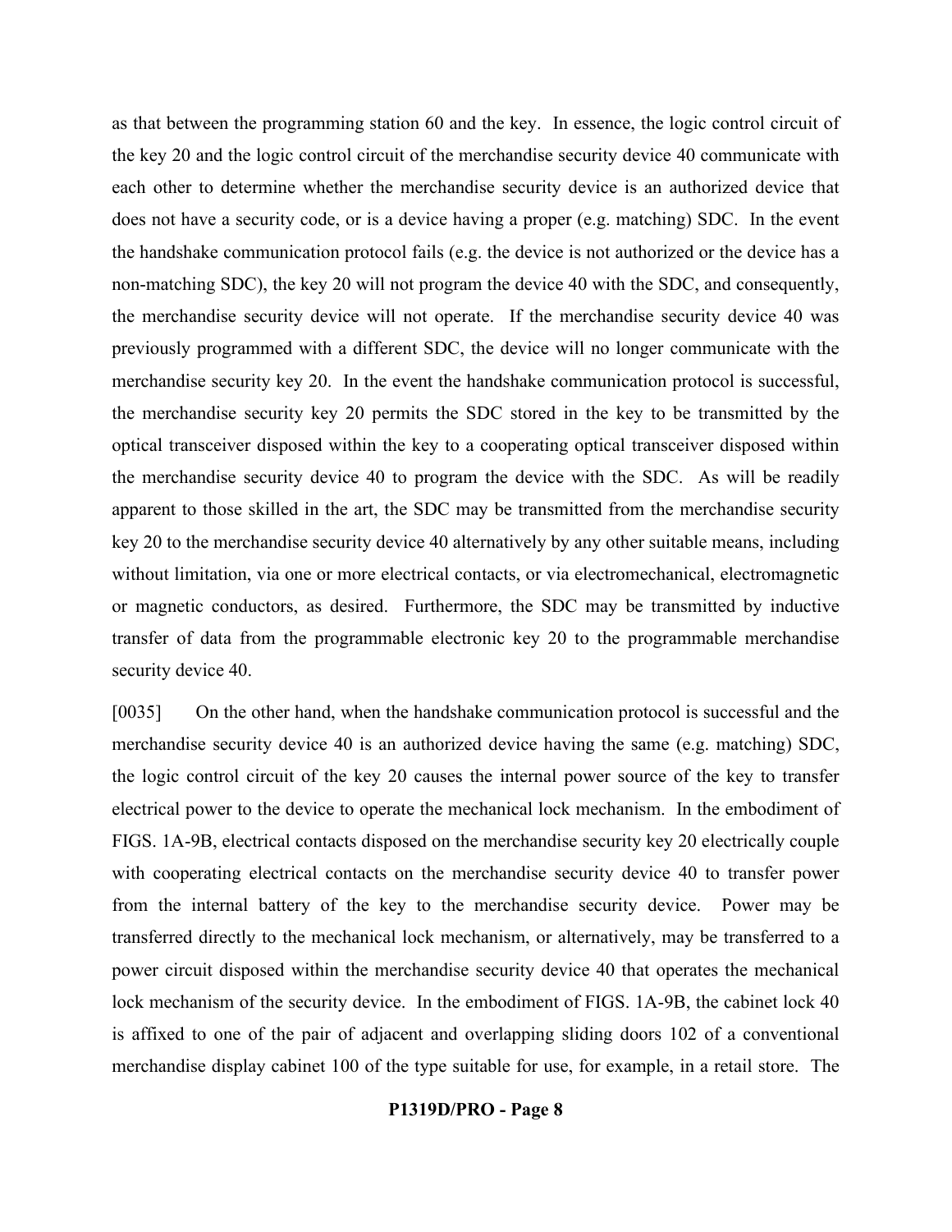as that between the programming station 60 and the key. In essence, the logic control circuit of the key 20 and the logic control circuit of the merchandise security device 40 communicate with each other to determine whether the merchandise security device is an authorized device that does not have a security code, or is a device having a proper (e.g. matching) SDC. In the event the handshake communication protocol fails (e.g. the device is not authorized or the device has a non-matching SDC), the key 20 will not program the device 40 with the SDC, and consequently, the merchandise security device will not operate. If the merchandise security device 40 was previously programmed with a different SDC, the device will no longer communicate with the merchandise security key 20. In the event the handshake communication protocol is successful, the merchandise security key 20 permits the SDC stored in the key to be transmitted by the optical transceiver disposed within the key to a cooperating optical transceiver disposed within the merchandise security device 40 to program the device with the SDC. As will be readily apparent to those skilled in the art, the SDC may be transmitted from the merchandise security key 20 to the merchandise security device 40 alternatively by any other suitable means, including without limitation, via one or more electrical contacts, or via electromechanical, electromagnetic or magnetic conductors, as desired. Furthermore, the SDC may be transmitted by inductive transfer of data from the programmable electronic key 20 to the programmable merchandise security device 40.

[0035] On the other hand, when the handshake communication protocol is successful and the merchandise security device 40 is an authorized device having the same (e.g. matching) SDC, the logic control circuit of the key 20 causes the internal power source of the key to transfer electrical power to the device to operate the mechanical lock mechanism. In the embodiment of FIGS. 1A-9B, electrical contacts disposed on the merchandise security key 20 electrically couple with cooperating electrical contacts on the merchandise security device 40 to transfer power from the internal battery of the key to the merchandise security device. Power may be transferred directly to the mechanical lock mechanism, or alternatively, may be transferred to a power circuit disposed within the merchandise security device 40 that operates the mechanical lock mechanism of the security device. In the embodiment of FIGS. 1A-9B, the cabinet lock 40 is affixed to one of the pair of adjacent and overlapping sliding doors 102 of a conventional merchandise display cabinet 100 of the type suitable for use, for example, in a retail store. The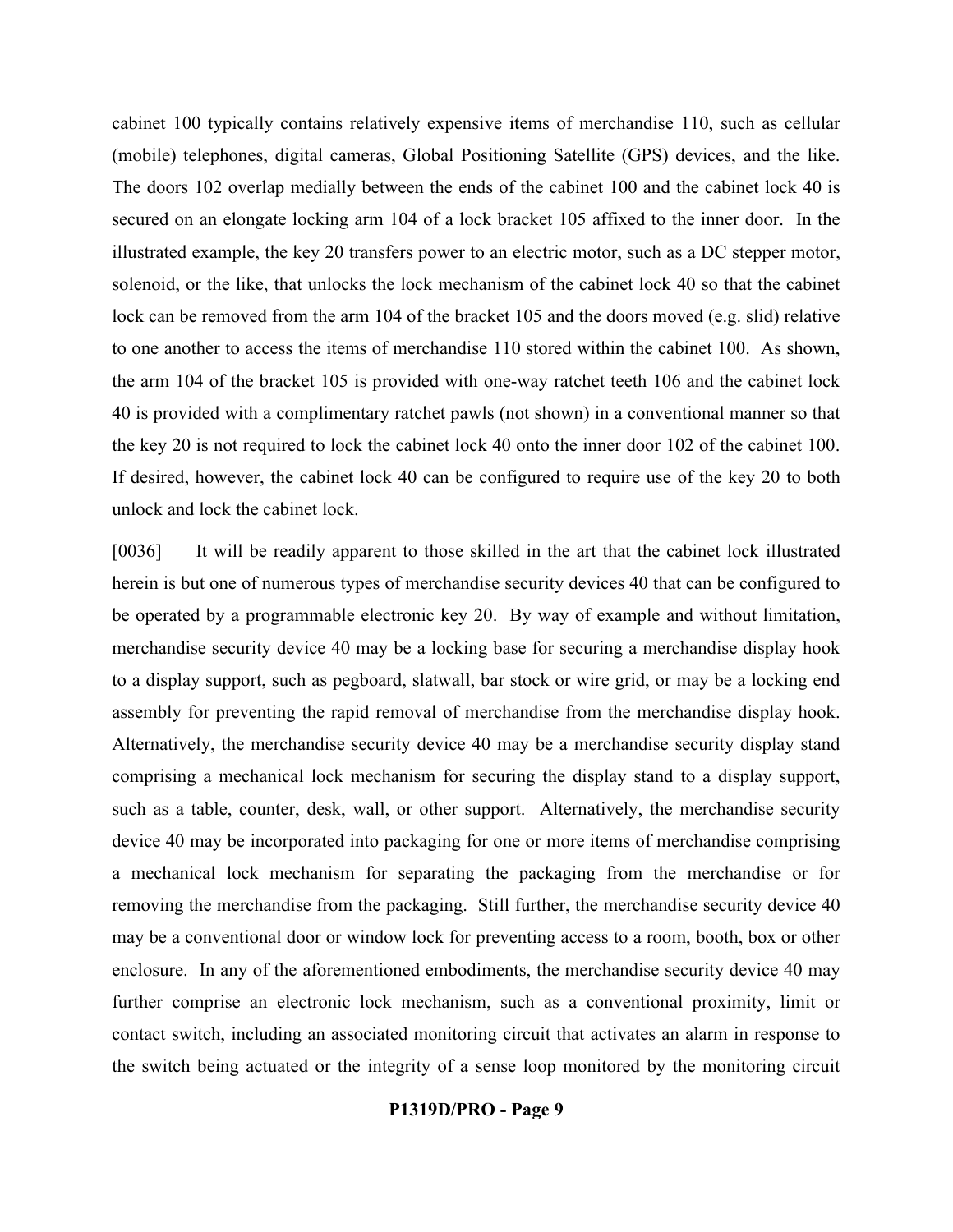cabinet 100 typically contains relatively expensive items of merchandise 110, such as cellular (mobile) telephones, digital cameras, Global Positioning Satellite (GPS) devices, and the like. The doors 102 overlap medially between the ends of the cabinet 100 and the cabinet lock 40 is secured on an elongate locking arm 104 of a lock bracket 105 affixed to the inner door. In the illustrated example, the key 20 transfers power to an electric motor, such as a DC stepper motor, solenoid, or the like, that unlocks the lock mechanism of the cabinet lock 40 so that the cabinet lock can be removed from the arm 104 of the bracket 105 and the doors moved (e.g. slid) relative to one another to access the items of merchandise 110 stored within the cabinet 100. As shown, the arm 104 of the bracket 105 is provided with one-way ratchet teeth 106 and the cabinet lock 40 is provided with a complimentary ratchet pawls (not shown) in a conventional manner so that the key 20 is not required to lock the cabinet lock 40 onto the inner door 102 of the cabinet 100. If desired, however, the cabinet lock 40 can be configured to require use of the key 20 to both unlock and lock the cabinet lock.

[0036] It will be readily apparent to those skilled in the art that the cabinet lock illustrated herein is but one of numerous types of merchandise security devices 40 that can be configured to be operated by a programmable electronic key 20. By way of example and without limitation, merchandise security device 40 may be a locking base for securing a merchandise display hook to a display support, such as pegboard, slatwall, bar stock or wire grid, or may be a locking end assembly for preventing the rapid removal of merchandise from the merchandise display hook. Alternatively, the merchandise security device 40 may be a merchandise security display stand comprising a mechanical lock mechanism for securing the display stand to a display support, such as a table, counter, desk, wall, or other support. Alternatively, the merchandise security device 40 may be incorporated into packaging for one or more items of merchandise comprising a mechanical lock mechanism for separating the packaging from the merchandise or for removing the merchandise from the packaging. Still further, the merchandise security device 40 may be a conventional door or window lock for preventing access to a room, booth, box or other enclosure. In any of the aforementioned embodiments, the merchandise security device 40 may further comprise an electronic lock mechanism, such as a conventional proximity, limit or contact switch, including an associated monitoring circuit that activates an alarm in response to the switch being actuated or the integrity of a sense loop monitored by the monitoring circuit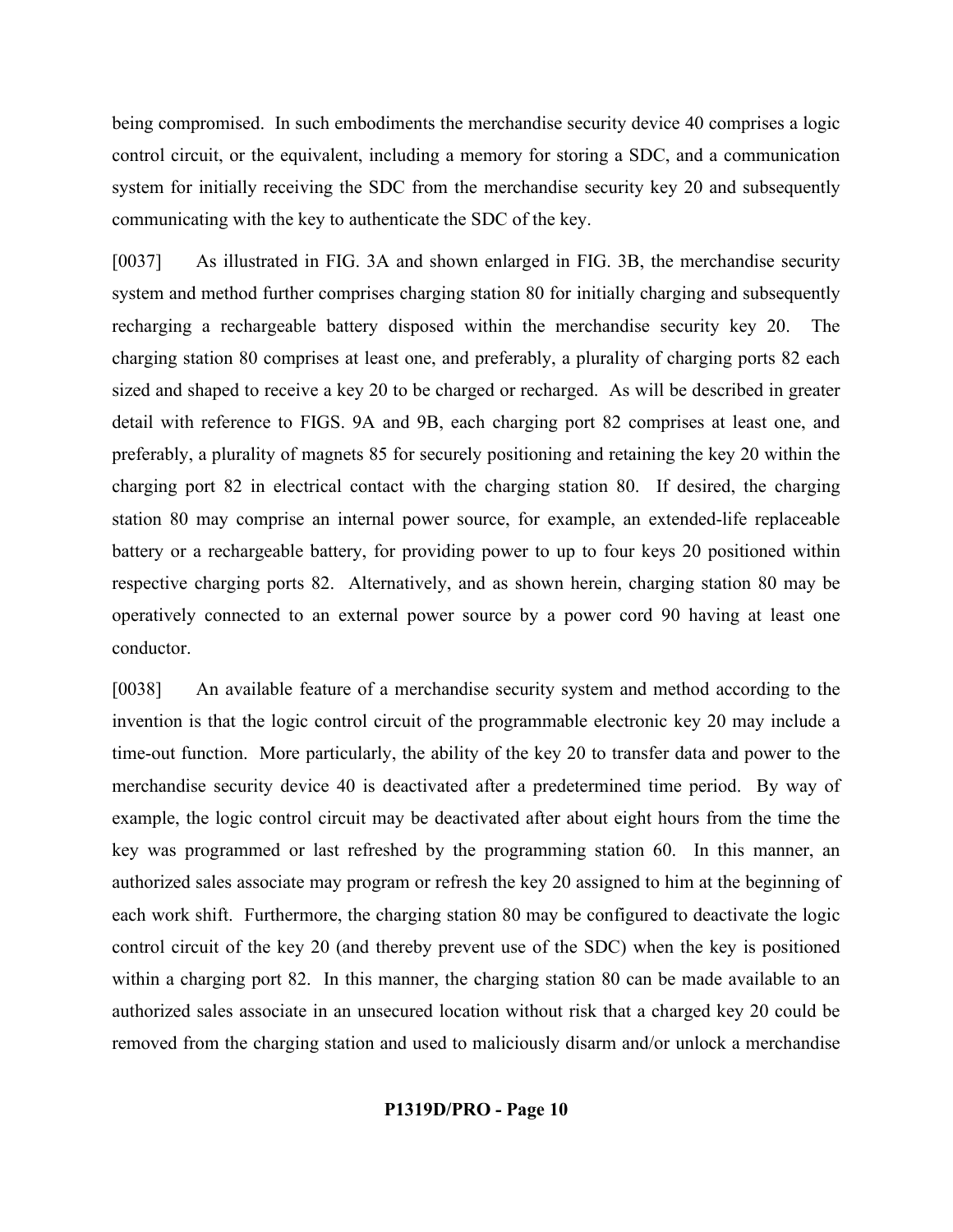being compromised. In such embodiments the merchandise security device 40 comprises a logic control circuit, or the equivalent, including a memory for storing a SDC, and a communication system for initially receiving the SDC from the merchandise security key 20 and subsequently communicating with the key to authenticate the SDC of the key.

[0037] As illustrated in FIG. 3A and shown enlarged in FIG. 3B, the merchandise security system and method further comprises charging station 80 for initially charging and subsequently recharging a rechargeable battery disposed within the merchandise security key 20. The charging station 80 comprises at least one, and preferably, a plurality of charging ports 82 each sized and shaped to receive a key 20 to be charged or recharged. As will be described in greater detail with reference to FIGS. 9A and 9B, each charging port 82 comprises at least one, and preferably, a plurality of magnets 85 for securely positioning and retaining the key 20 within the charging port 82 in electrical contact with the charging station 80. If desired, the charging station 80 may comprise an internal power source, for example, an extended-life replaceable battery or a rechargeable battery, for providing power to up to four keys 20 positioned within respective charging ports 82. Alternatively, and as shown herein, charging station 80 may be operatively connected to an external power source by a power cord 90 having at least one conductor.

[0038] An available feature of a merchandise security system and method according to the invention is that the logic control circuit of the programmable electronic key 20 may include a time-out function. More particularly, the ability of the key 20 to transfer data and power to the merchandise security device 40 is deactivated after a predetermined time period. By way of example, the logic control circuit may be deactivated after about eight hours from the time the key was programmed or last refreshed by the programming station 60. In this manner, an authorized sales associate may program or refresh the key 20 assigned to him at the beginning of each work shift. Furthermore, the charging station 80 may be configured to deactivate the logic control circuit of the key 20 (and thereby prevent use of the SDC) when the key is positioned within a charging port 82. In this manner, the charging station 80 can be made available to an authorized sales associate in an unsecured location without risk that a charged key 20 could be removed from the charging station and used to maliciously disarm and/or unlock a merchandise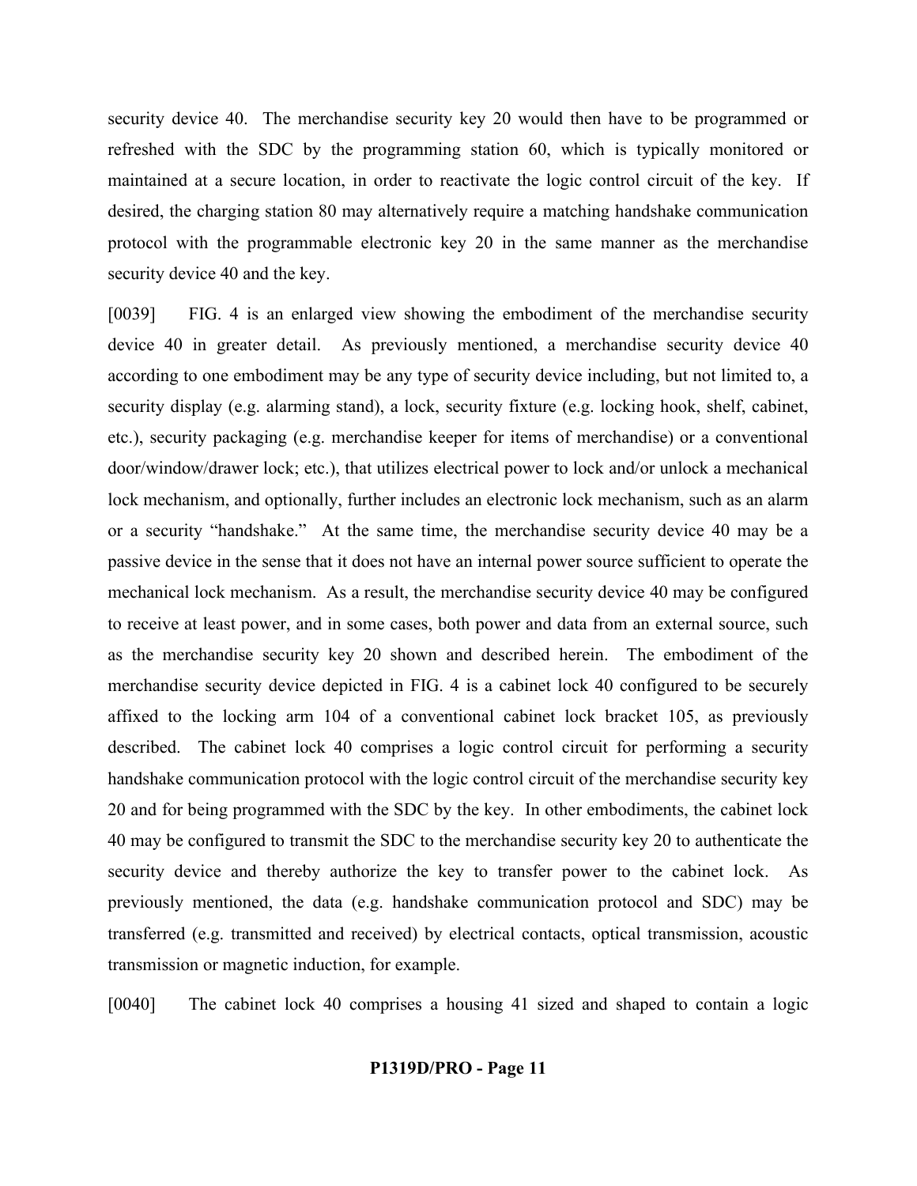security device 40. The merchandise security key 20 would then have to be programmed or refreshed with the SDC by the programming station 60, which is typically monitored or maintained at a secure location, in order to reactivate the logic control circuit of the key. If desired, the charging station 80 may alternatively require a matching handshake communication protocol with the programmable electronic key 20 in the same manner as the merchandise security device 40 and the key.

[0039] FIG. 4 is an enlarged view showing the embodiment of the merchandise security device 40 in greater detail. As previously mentioned, a merchandise security device 40 according to one embodiment may be any type of security device including, but not limited to, a security display (e.g. alarming stand), a lock, security fixture (e.g. locking hook, shelf, cabinet, etc.), security packaging (e.g. merchandise keeper for items of merchandise) or a conventional door/window/drawer lock; etc.), that utilizes electrical power to lock and/or unlock a mechanical lock mechanism, and optionally, further includes an electronic lock mechanism, such as an alarm or a security "handshake." At the same time, the merchandise security device 40 may be a passive device in the sense that it does not have an internal power source sufficient to operate the mechanical lock mechanism. As a result, the merchandise security device 40 may be configured to receive at least power, and in some cases, both power and data from an external source, such as the merchandise security key 20 shown and described herein. The embodiment of the merchandise security device depicted in FIG. 4 is a cabinet lock 40 configured to be securely affixed to the locking arm 104 of a conventional cabinet lock bracket 105, as previously described. The cabinet lock 40 comprises a logic control circuit for performing a security handshake communication protocol with the logic control circuit of the merchandise security key 20 and for being programmed with the SDC by the key. In other embodiments, the cabinet lock 40 may be configured to transmit the SDC to the merchandise security key 20 to authenticate the security device and thereby authorize the key to transfer power to the cabinet lock. As previously mentioned, the data (e.g. handshake communication protocol and SDC) may be transferred (e.g. transmitted and received) by electrical contacts, optical transmission, acoustic transmission or magnetic induction, for example.

[0040] The cabinet lock 40 comprises a housing 41 sized and shaped to contain a logic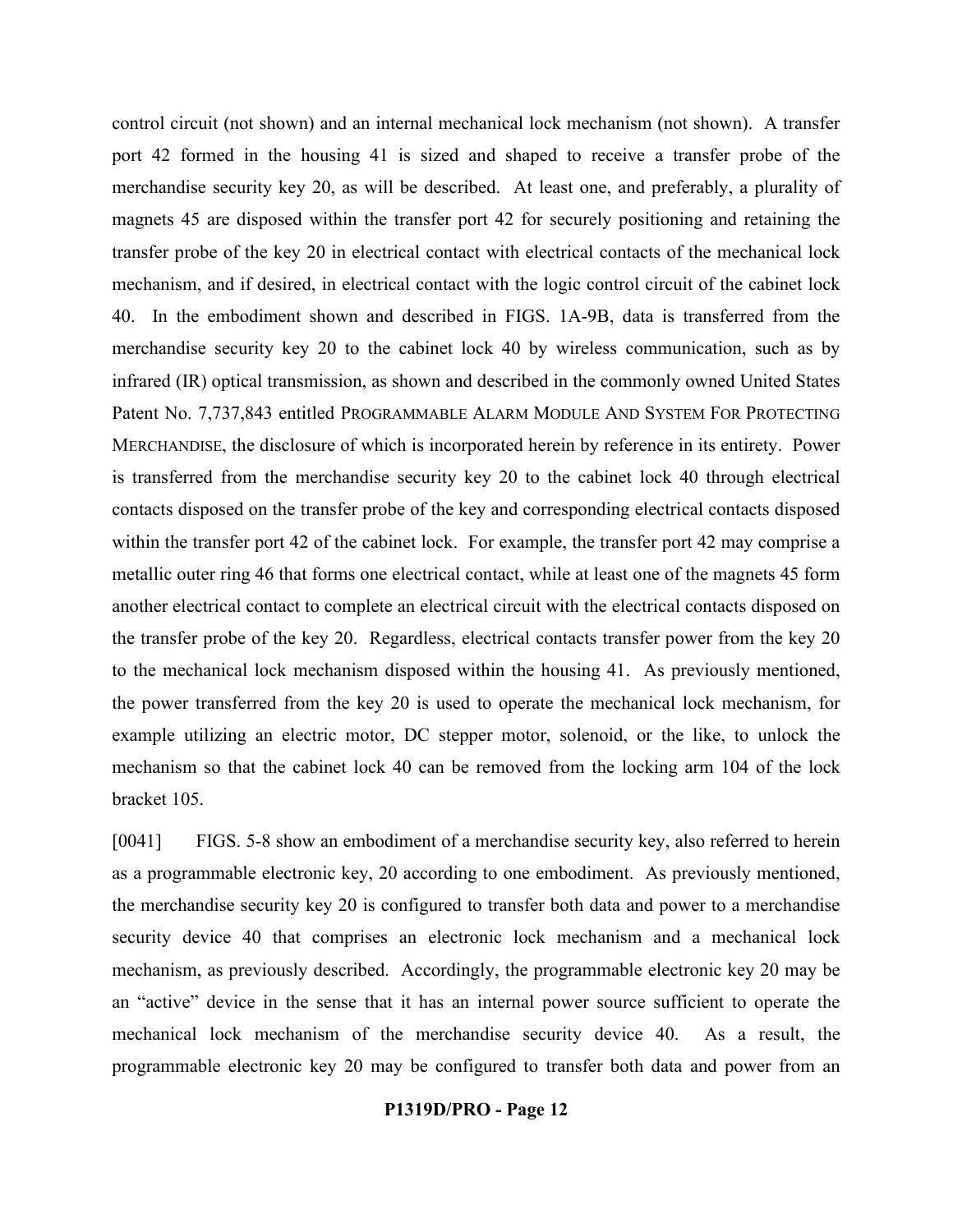control circuit (not shown) and an internal mechanical lock mechanism (not shown). A transfer port 42 formed in the housing 41 is sized and shaped to receive a transfer probe of the merchandise security key 20, as will be described. At least one, and preferably, a plurality of magnets 45 are disposed within the transfer port 42 for securely positioning and retaining the transfer probe of the key 20 in electrical contact with electrical contacts of the mechanical lock mechanism, and if desired, in electrical contact with the logic control circuit of the cabinet lock 40. In the embodiment shown and described in FIGS. 1A-9B, data is transferred from the merchandise security key 20 to the cabinet lock 40 by wireless communication, such as by infrared (IR) optical transmission, as shown and described in the commonly owned United States Patent No. 7,737,843 entitled PROGRAMMABLE ALARM MODULE AND SYSTEM FOR PROTECTING MERCHANDISE, the disclosure of which is incorporated herein by reference in its entirety. Power is transferred from the merchandise security key 20 to the cabinet lock 40 through electrical contacts disposed on the transfer probe of the key and corresponding electrical contacts disposed within the transfer port 42 of the cabinet lock. For example, the transfer port 42 may comprise a metallic outer ring 46 that forms one electrical contact, while at least one of the magnets 45 form another electrical contact to complete an electrical circuit with the electrical contacts disposed on the transfer probe of the key 20. Regardless, electrical contacts transfer power from the key 20 to the mechanical lock mechanism disposed within the housing 41. As previously mentioned, the power transferred from the key 20 is used to operate the mechanical lock mechanism, for example utilizing an electric motor, DC stepper motor, solenoid, or the like, to unlock the mechanism so that the cabinet lock 40 can be removed from the locking arm 104 of the lock bracket 105.

[0041] FIGS. 5-8 show an embodiment of a merchandise security key, also referred to herein as a programmable electronic key, 20 according to one embodiment. As previously mentioned, the merchandise security key 20 is configured to transfer both data and power to a merchandise security device 40 that comprises an electronic lock mechanism and a mechanical lock mechanism, as previously described. Accordingly, the programmable electronic key 20 may be an "active" device in the sense that it has an internal power source sufficient to operate the mechanical lock mechanism of the merchandise security device 40. As a result, the programmable electronic key 20 may be configured to transfer both data and power from an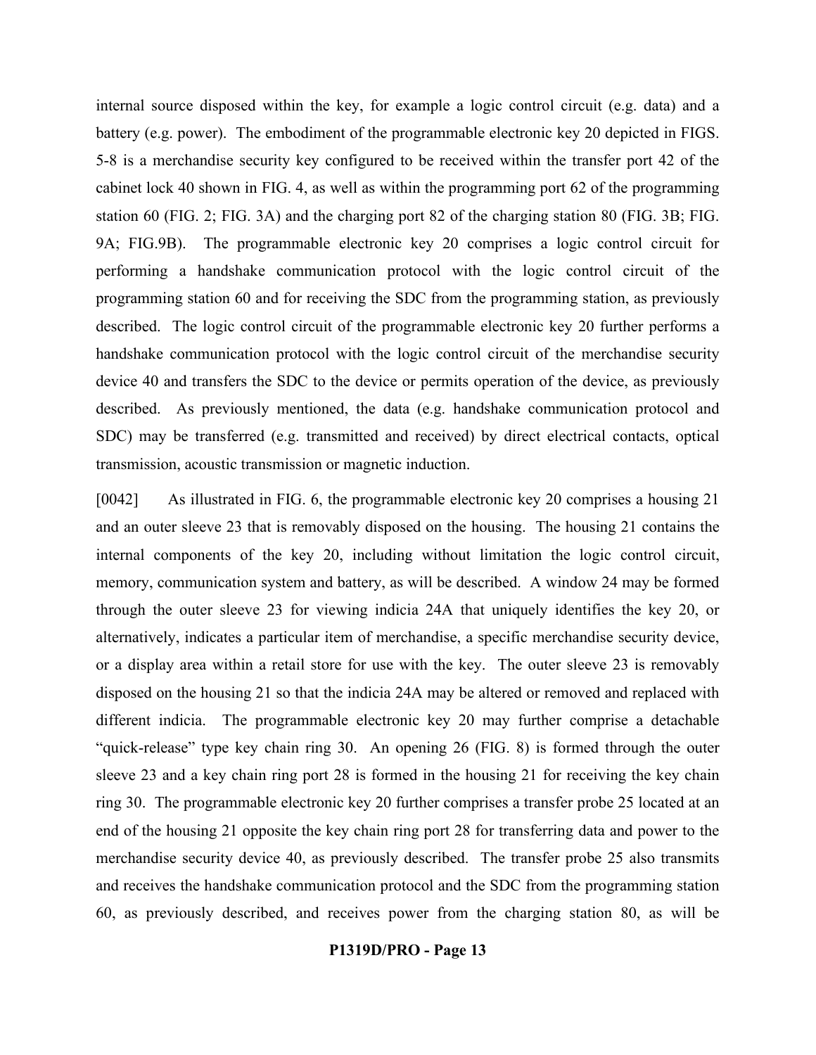internal source disposed within the key, for example a logic control circuit (e.g. data) and a battery (e.g. power). The embodiment of the programmable electronic key 20 depicted in FIGS. 5-8 is a merchandise security key configured to be received within the transfer port 42 of the cabinet lock 40 shown in FIG. 4, as well as within the programming port 62 of the programming station 60 (FIG. 2; FIG. 3A) and the charging port 82 of the charging station 80 (FIG. 3B; FIG. 9A; FIG.9B). The programmable electronic key 20 comprises a logic control circuit for performing a handshake communication protocol with the logic control circuit of the programming station 60 and for receiving the SDC from the programming station, as previously described. The logic control circuit of the programmable electronic key 20 further performs a handshake communication protocol with the logic control circuit of the merchandise security device 40 and transfers the SDC to the device or permits operation of the device, as previously described. As previously mentioned, the data (e.g. handshake communication protocol and SDC) may be transferred (e.g. transmitted and received) by direct electrical contacts, optical transmission, acoustic transmission or magnetic induction.

[0042] As illustrated in FIG. 6, the programmable electronic key 20 comprises a housing 21 and an outer sleeve 23 that is removably disposed on the housing. The housing 21 contains the internal components of the key 20, including without limitation the logic control circuit, memory, communication system and battery, as will be described. A window 24 may be formed through the outer sleeve 23 for viewing indicia 24A that uniquely identifies the key 20, or alternatively, indicates a particular item of merchandise, a specific merchandise security device, or a display area within a retail store for use with the key. The outer sleeve 23 is removably disposed on the housing 21 so that the indicia 24A may be altered or removed and replaced with different indicia. The programmable electronic key 20 may further comprise a detachable "quick-release" type key chain ring 30. An opening 26 (FIG. 8) is formed through the outer sleeve 23 and a key chain ring port 28 is formed in the housing 21 for receiving the key chain ring 30. The programmable electronic key 20 further comprises a transfer probe 25 located at an end of the housing 21 opposite the key chain ring port 28 for transferring data and power to the merchandise security device 40, as previously described. The transfer probe 25 also transmits and receives the handshake communication protocol and the SDC from the programming station 60, as previously described, and receives power from the charging station 80, as will be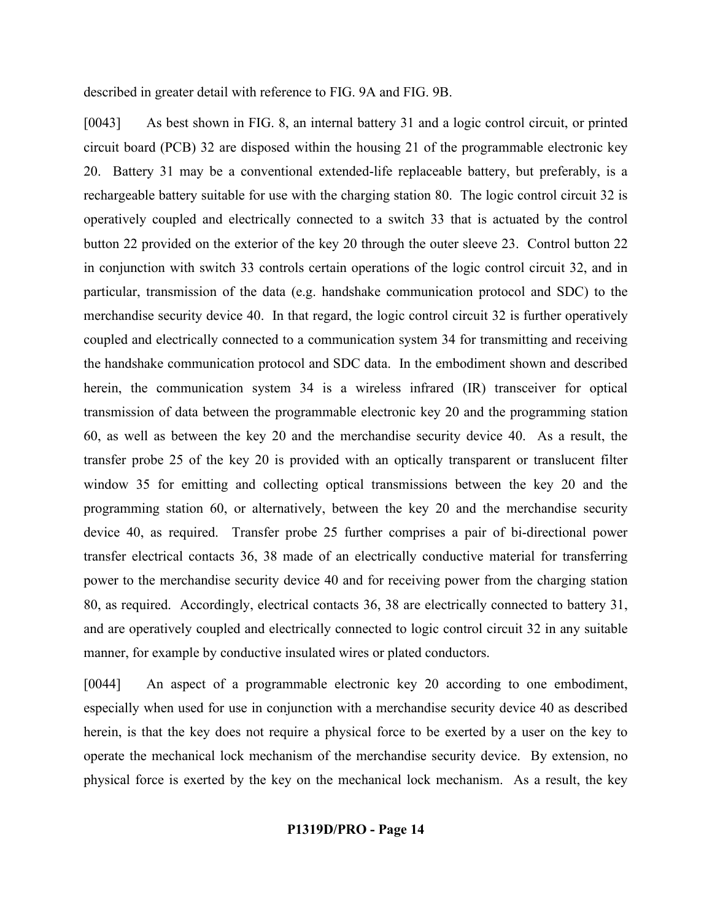described in greater detail with reference to FIG. 9A and FIG. 9B.

[0043] As best shown in FIG. 8, an internal battery 31 and a logic control circuit, or printed circuit board (PCB) 32 are disposed within the housing 21 of the programmable electronic key 20. Battery 31 may be a conventional extended-life replaceable battery, but preferably, is a rechargeable battery suitable for use with the charging station 80. The logic control circuit 32 is operatively coupled and electrically connected to a switch 33 that is actuated by the control button 22 provided on the exterior of the key 20 through the outer sleeve 23. Control button 22 in conjunction with switch 33 controls certain operations of the logic control circuit 32, and in particular, transmission of the data (e.g. handshake communication protocol and SDC) to the merchandise security device 40. In that regard, the logic control circuit 32 is further operatively coupled and electrically connected to a communication system 34 for transmitting and receiving the handshake communication protocol and SDC data. In the embodiment shown and described herein, the communication system 34 is a wireless infrared (IR) transceiver for optical transmission of data between the programmable electronic key 20 and the programming station 60, as well as between the key 20 and the merchandise security device 40. As a result, the transfer probe 25 of the key 20 is provided with an optically transparent or translucent filter window 35 for emitting and collecting optical transmissions between the key 20 and the programming station 60, or alternatively, between the key 20 and the merchandise security device 40, as required. Transfer probe 25 further comprises a pair of bi-directional power transfer electrical contacts 36, 38 made of an electrically conductive material for transferring power to the merchandise security device 40 and for receiving power from the charging station 80, as required. Accordingly, electrical contacts 36, 38 are electrically connected to battery 31, and are operatively coupled and electrically connected to logic control circuit 32 in any suitable manner, for example by conductive insulated wires or plated conductors.

[0044] An aspect of a programmable electronic key 20 according to one embodiment, especially when used for use in conjunction with a merchandise security device 40 as described herein, is that the key does not require a physical force to be exerted by a user on the key to operate the mechanical lock mechanism of the merchandise security device. By extension, no physical force is exerted by the key on the mechanical lock mechanism. As a result, the key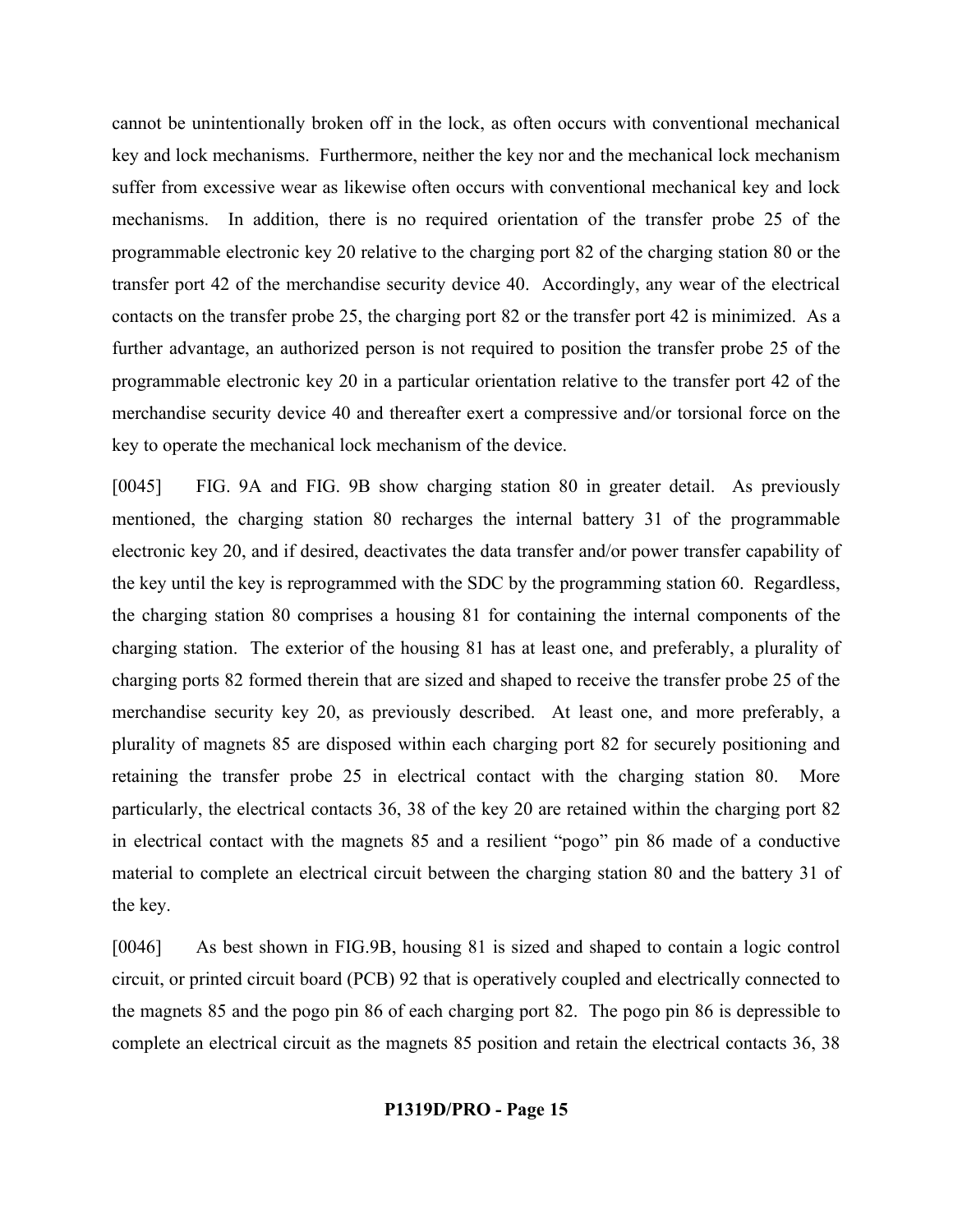cannot be unintentionally broken off in the lock, as often occurs with conventional mechanical key and lock mechanisms. Furthermore, neither the key nor and the mechanical lock mechanism suffer from excessive wear as likewise often occurs with conventional mechanical key and lock mechanisms. In addition, there is no required orientation of the transfer probe 25 of the programmable electronic key 20 relative to the charging port 82 of the charging station 80 or the transfer port 42 of the merchandise security device 40. Accordingly, any wear of the electrical contacts on the transfer probe 25, the charging port 82 or the transfer port 42 is minimized. As a further advantage, an authorized person is not required to position the transfer probe 25 of the programmable electronic key 20 in a particular orientation relative to the transfer port 42 of the merchandise security device 40 and thereafter exert a compressive and/or torsional force on the key to operate the mechanical lock mechanism of the device.

[0045] FIG. 9A and FIG. 9B show charging station 80 in greater detail. As previously mentioned, the charging station 80 recharges the internal battery 31 of the programmable electronic key 20, and if desired, deactivates the data transfer and/or power transfer capability of the key until the key is reprogrammed with the SDC by the programming station 60. Regardless, the charging station 80 comprises a housing 81 for containing the internal components of the charging station. The exterior of the housing 81 has at least one, and preferably, a plurality of charging ports 82 formed therein that are sized and shaped to receive the transfer probe 25 of the merchandise security key 20, as previously described. At least one, and more preferably, a plurality of magnets 85 are disposed within each charging port 82 for securely positioning and retaining the transfer probe 25 in electrical contact with the charging station 80. More particularly, the electrical contacts 36, 38 of the key 20 are retained within the charging port 82 in electrical contact with the magnets 85 and a resilient "pogo" pin 86 made of a conductive material to complete an electrical circuit between the charging station 80 and the battery 31 of the key.

[0046] As best shown in FIG.9B, housing 81 is sized and shaped to contain a logic control circuit, or printed circuit board (PCB) 92 that is operatively coupled and electrically connected to the magnets 85 and the pogo pin 86 of each charging port 82. The pogo pin 86 is depressible to complete an electrical circuit as the magnets 85 position and retain the electrical contacts 36, 38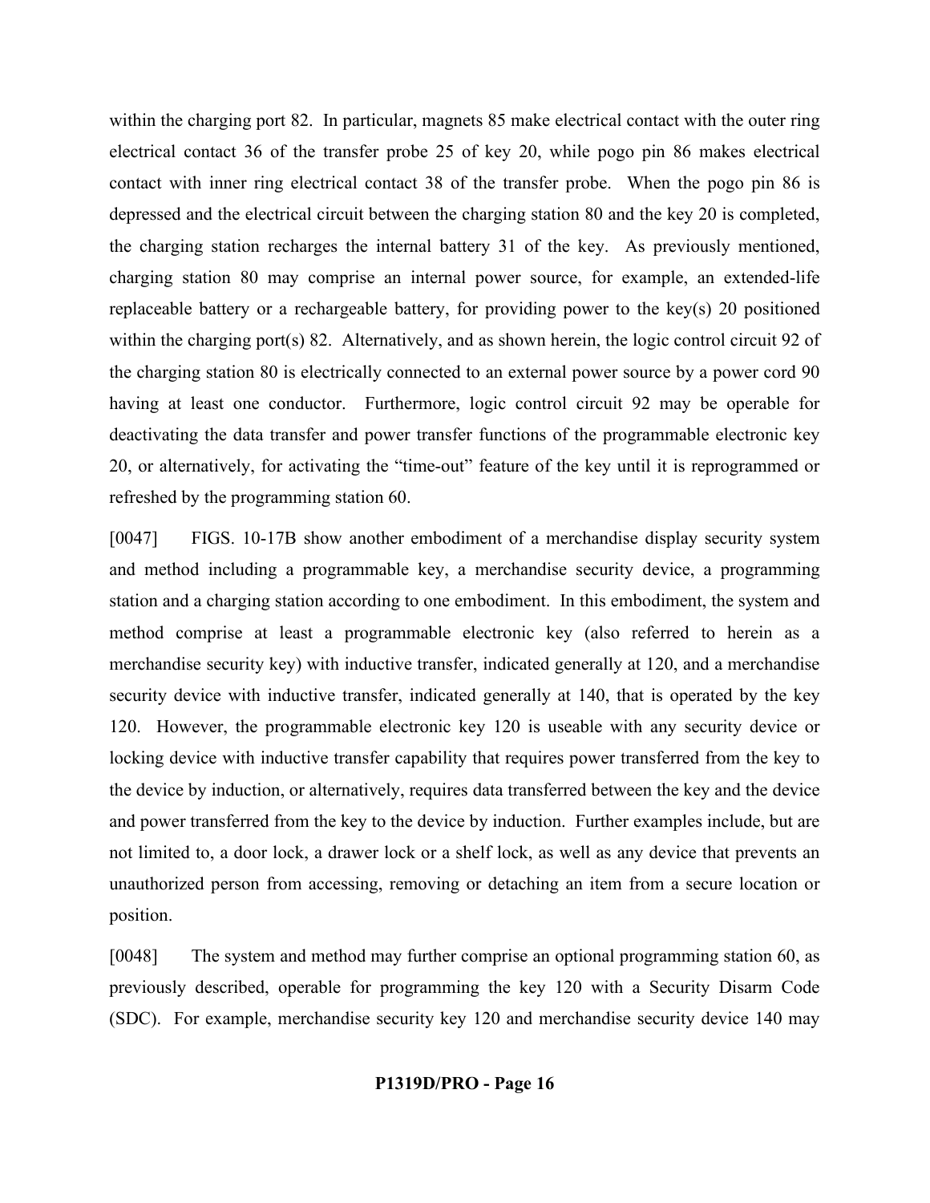within the charging port 82. In particular, magnets 85 make electrical contact with the outer ring electrical contact 36 of the transfer probe 25 of key 20, while pogo pin 86 makes electrical contact with inner ring electrical contact 38 of the transfer probe. When the pogo pin 86 is depressed and the electrical circuit between the charging station 80 and the key 20 is completed, the charging station recharges the internal battery 31 of the key. As previously mentioned, charging station 80 may comprise an internal power source, for example, an extended-life replaceable battery or a rechargeable battery, for providing power to the key(s) 20 positioned within the charging port(s) 82. Alternatively, and as shown herein, the logic control circuit 92 of the charging station 80 is electrically connected to an external power source by a power cord 90 having at least one conductor. Furthermore, logic control circuit 92 may be operable for deactivating the data transfer and power transfer functions of the programmable electronic key 20, or alternatively, for activating the "time-out" feature of the key until it is reprogrammed or refreshed by the programming station 60.

[0047] FIGS. 10-17B show another embodiment of a merchandise display security system and method including a programmable key, a merchandise security device, a programming station and a charging station according to one embodiment. In this embodiment, the system and method comprise at least a programmable electronic key (also referred to herein as a merchandise security key) with inductive transfer, indicated generally at 120, and a merchandise security device with inductive transfer, indicated generally at 140, that is operated by the key 120. However, the programmable electronic key 120 is useable with any security device or locking device with inductive transfer capability that requires power transferred from the key to the device by induction, or alternatively, requires data transferred between the key and the device and power transferred from the key to the device by induction. Further examples include, but are not limited to, a door lock, a drawer lock or a shelf lock, as well as any device that prevents an unauthorized person from accessing, removing or detaching an item from a secure location or position.

[0048] The system and method may further comprise an optional programming station 60, as previously described, operable for programming the key 120 with a Security Disarm Code (SDC). For example, merchandise security key 120 and merchandise security device 140 may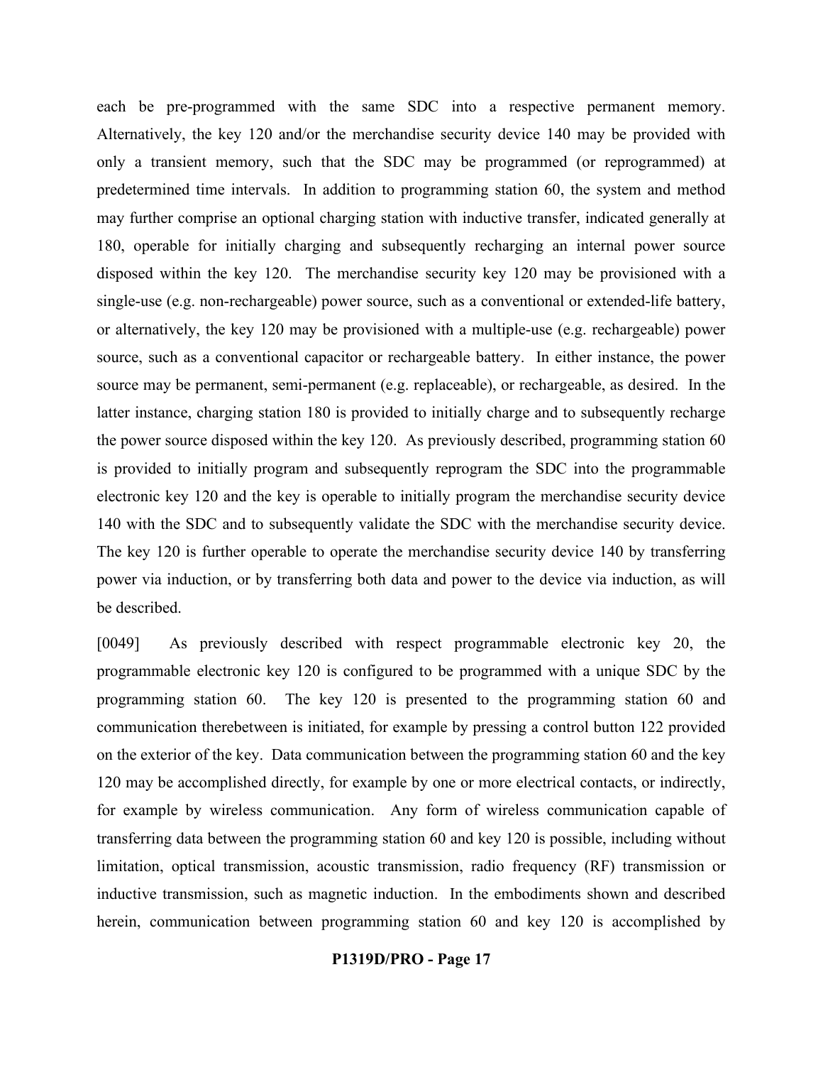each be pre-programmed with the same SDC into a respective permanent memory. Alternatively, the key 120 and/or the merchandise security device 140 may be provided with only a transient memory, such that the SDC may be programmed (or reprogrammed) at predetermined time intervals. In addition to programming station 60, the system and method may further comprise an optional charging station with inductive transfer, indicated generally at 180, operable for initially charging and subsequently recharging an internal power source disposed within the key 120. The merchandise security key 120 may be provisioned with a single-use (e.g. non-rechargeable) power source, such as a conventional or extended-life battery, or alternatively, the key 120 may be provisioned with a multiple-use (e.g. rechargeable) power source, such as a conventional capacitor or rechargeable battery. In either instance, the power source may be permanent, semi-permanent (e.g. replaceable), or rechargeable, as desired. In the latter instance, charging station 180 is provided to initially charge and to subsequently recharge the power source disposed within the key 120. As previously described, programming station 60 is provided to initially program and subsequently reprogram the SDC into the programmable electronic key 120 and the key is operable to initially program the merchandise security device 140 with the SDC and to subsequently validate the SDC with the merchandise security device. The key 120 is further operable to operate the merchandise security device 140 by transferring power via induction, or by transferring both data and power to the device via induction, as will be described.

[0049] As previously described with respect programmable electronic key 20, the programmable electronic key 120 is configured to be programmed with a unique SDC by the programming station 60. The key 120 is presented to the programming station 60 and communication therebetween is initiated, for example by pressing a control button 122 provided on the exterior of the key. Data communication between the programming station 60 and the key 120 may be accomplished directly, for example by one or more electrical contacts, or indirectly, for example by wireless communication. Any form of wireless communication capable of transferring data between the programming station 60 and key 120 is possible, including without limitation, optical transmission, acoustic transmission, radio frequency (RF) transmission or inductive transmission, such as magnetic induction. In the embodiments shown and described herein, communication between programming station 60 and key 120 is accomplished by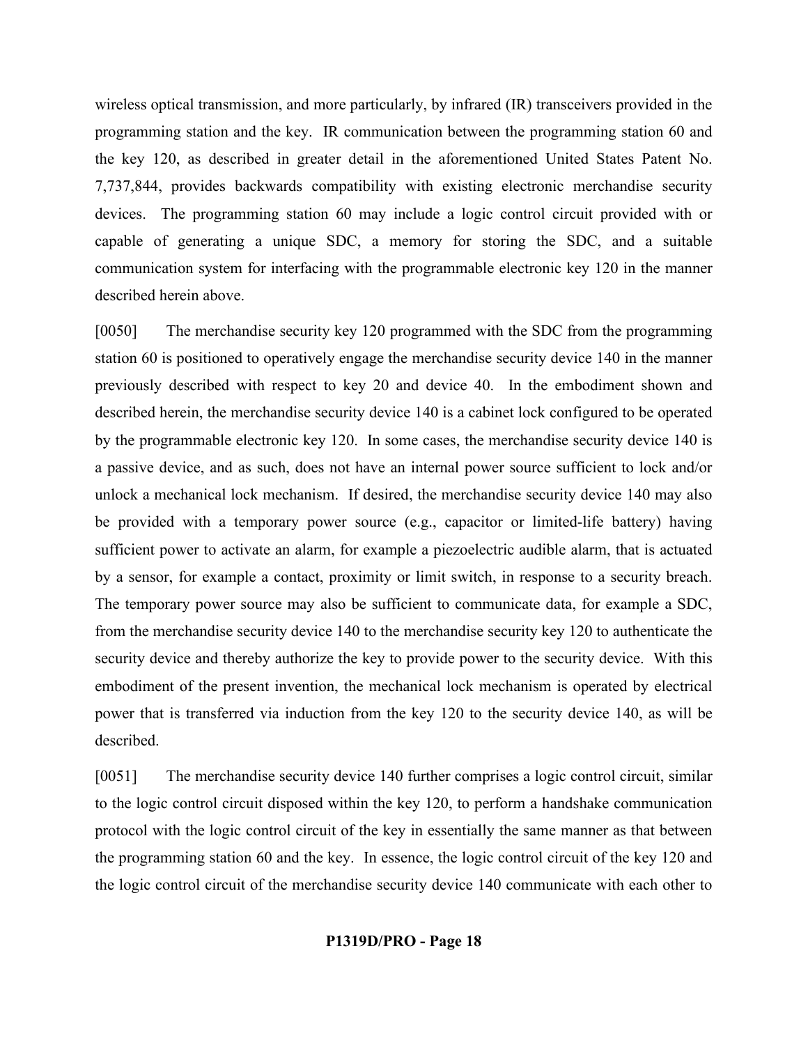wireless optical transmission, and more particularly, by infrared (IR) transceivers provided in the programming station and the key. IR communication between the programming station 60 and the key 120, as described in greater detail in the aforementioned United States Patent No. 7,737,844, provides backwards compatibility with existing electronic merchandise security devices. The programming station 60 may include a logic control circuit provided with or capable of generating a unique SDC, a memory for storing the SDC, and a suitable communication system for interfacing with the programmable electronic key 120 in the manner described herein above.

[0050] The merchandise security key 120 programmed with the SDC from the programming station 60 is positioned to operatively engage the merchandise security device 140 in the manner previously described with respect to key 20 and device 40. In the embodiment shown and described herein, the merchandise security device 140 is a cabinet lock configured to be operated by the programmable electronic key 120. In some cases, the merchandise security device 140 is a passive device, and as such, does not have an internal power source sufficient to lock and/or unlock a mechanical lock mechanism. If desired, the merchandise security device 140 may also be provided with a temporary power source (e.g., capacitor or limited-life battery) having sufficient power to activate an alarm, for example a piezoelectric audible alarm, that is actuated by a sensor, for example a contact, proximity or limit switch, in response to a security breach. The temporary power source may also be sufficient to communicate data, for example a SDC, from the merchandise security device 140 to the merchandise security key 120 to authenticate the security device and thereby authorize the key to provide power to the security device. With this embodiment of the present invention, the mechanical lock mechanism is operated by electrical power that is transferred via induction from the key 120 to the security device 140, as will be described.

[0051] The merchandise security device 140 further comprises a logic control circuit, similar to the logic control circuit disposed within the key 120, to perform a handshake communication protocol with the logic control circuit of the key in essentially the same manner as that between the programming station 60 and the key. In essence, the logic control circuit of the key 120 and the logic control circuit of the merchandise security device 140 communicate with each other to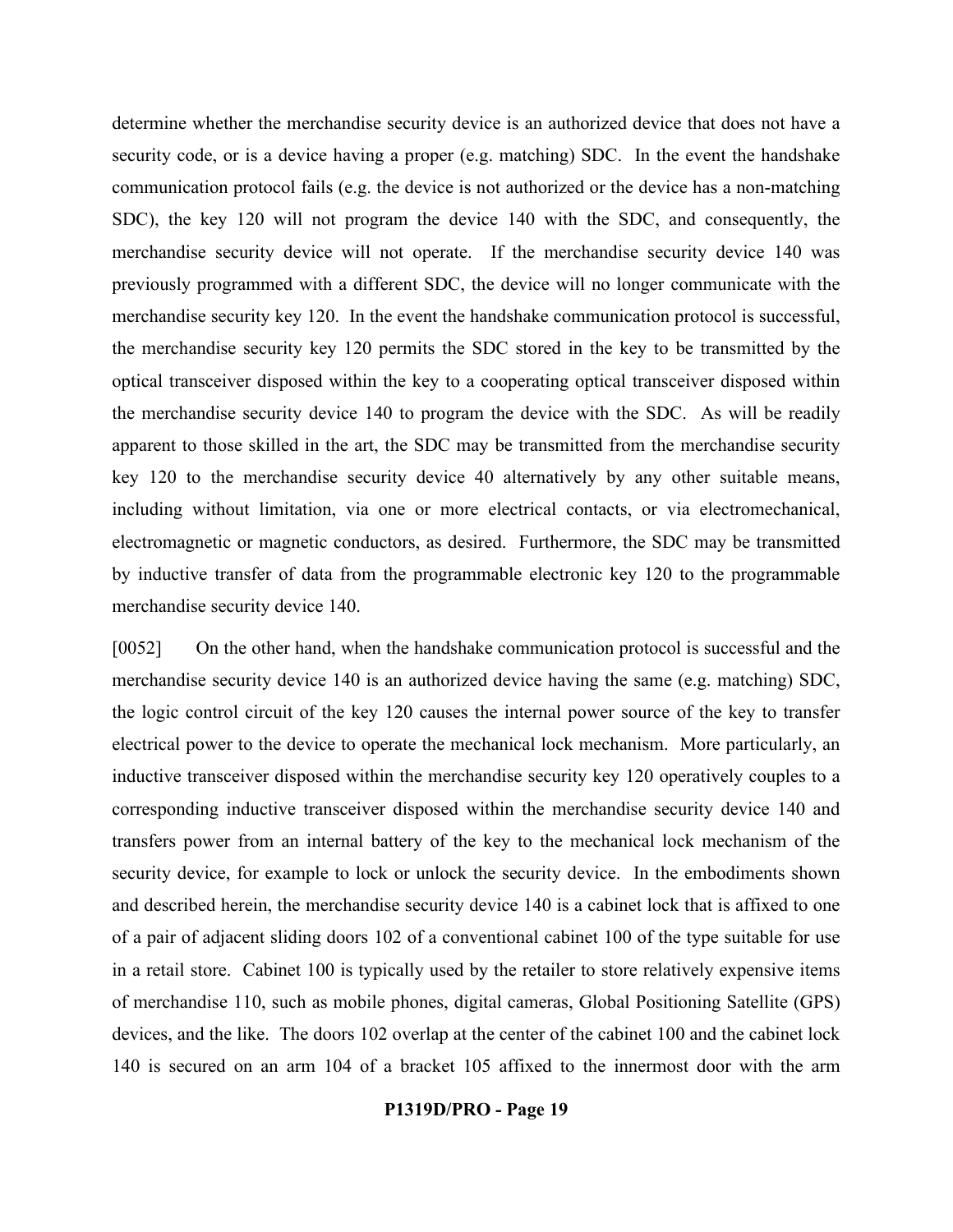determine whether the merchandise security device is an authorized device that does not have a security code, or is a device having a proper (e.g. matching) SDC. In the event the handshake communication protocol fails (e.g. the device is not authorized or the device has a non-matching SDC), the key 120 will not program the device 140 with the SDC, and consequently, the merchandise security device will not operate. If the merchandise security device 140 was previously programmed with a different SDC, the device will no longer communicate with the merchandise security key 120. In the event the handshake communication protocol is successful, the merchandise security key 120 permits the SDC stored in the key to be transmitted by the optical transceiver disposed within the key to a cooperating optical transceiver disposed within the merchandise security device 140 to program the device with the SDC. As will be readily apparent to those skilled in the art, the SDC may be transmitted from the merchandise security key 120 to the merchandise security device 40 alternatively by any other suitable means, including without limitation, via one or more electrical contacts, or via electromechanical, electromagnetic or magnetic conductors, as desired. Furthermore, the SDC may be transmitted by inductive transfer of data from the programmable electronic key 120 to the programmable merchandise security device 140.

[0052] On the other hand, when the handshake communication protocol is successful and the merchandise security device 140 is an authorized device having the same (e.g. matching) SDC, the logic control circuit of the key 120 causes the internal power source of the key to transfer electrical power to the device to operate the mechanical lock mechanism. More particularly, an inductive transceiver disposed within the merchandise security key 120 operatively couples to a corresponding inductive transceiver disposed within the merchandise security device 140 and transfers power from an internal battery of the key to the mechanical lock mechanism of the security device, for example to lock or unlock the security device. In the embodiments shown and described herein, the merchandise security device 140 is a cabinet lock that is affixed to one of a pair of adjacent sliding doors 102 of a conventional cabinet 100 of the type suitable for use in a retail store. Cabinet 100 is typically used by the retailer to store relatively expensive items of merchandise 110, such as mobile phones, digital cameras, Global Positioning Satellite (GPS) devices, and the like. The doors 102 overlap at the center of the cabinet 100 and the cabinet lock 140 is secured on an arm 104 of a bracket 105 affixed to the innermost door with the arm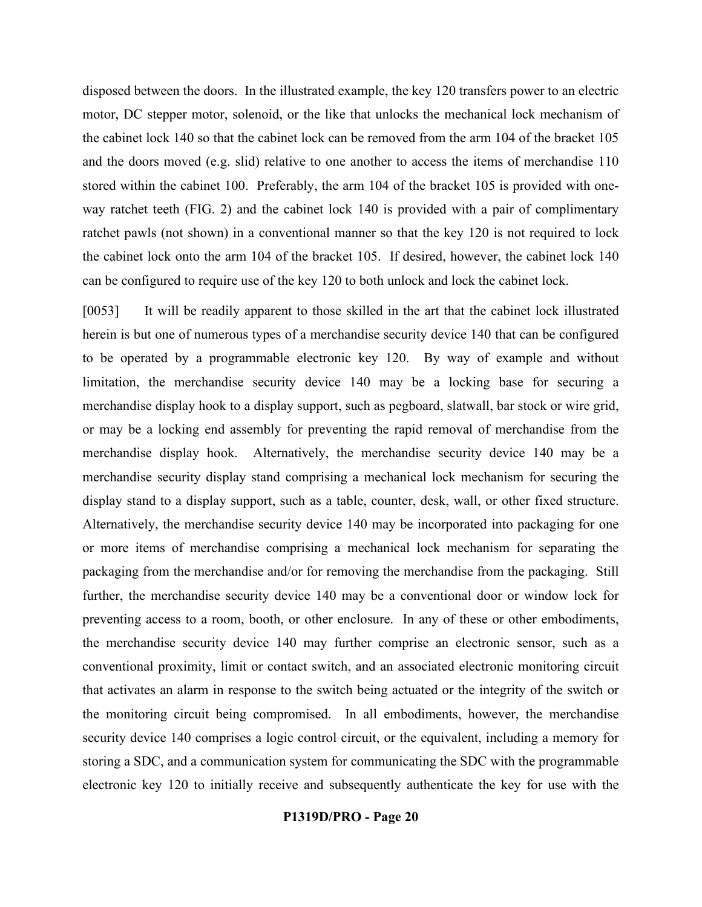disposed between the doors. In the illustrated example, the key 120 transfers power to an electric motor, DC stepper motor, solenoid, or the like that unlocks the mechanical lock mechanism of the cabinet lock 140 so that the cabinet lock can be removed from the arm 104 of the bracket 105 and the doors moved (e.g. slid) relative to one another to access the items of merchandise 110 stored within the cabinet 100. Preferably, the arm 104 of the bracket 105 is provided with one-way ratchet teeth (FIG. 2) and the cabinet lock 140 is provided with a pair of complimentary ratchet pawls (not shown) in a conventional manner so that the key 120 is not required to lock the cabinet lock onto the arm 104 of the bracket 105. If desired, however, the cabinet lock 140 can be configured to require use of the key 120 to both unlock and lock the cabinet lock.

[0053] It will be readily apparent to those skilled in the art that the cabinet lock illustrated herein is but one of numerous types of a merchandise security device 140 that can be configured to be operated by a programmable electronic key 120. By way of example and without limitation, the merchandise security device 140 may be a locking base for securing a merchandise display hook to a display support, such as pegboard, slatwall, bar stock or wire grid, or may be a locking end assembly for preventing the rapid removal of merchandise from the merchandise display hook. Alternatively, the merchandise security device 140 may be a merchandise security display stand comprising a mechanical lock mechanism for securing the display stand to a display support, such as a table, counter, desk, wall, or other fixed structure. Alternatively, the merchandise security device 140 may be incorporated into packaging for one or more items of merchandise comprising a mechanical lock mechanism for separating the packaging from the merchandise and/or for removing the merchandise from the packaging. Still further, the merchandise security device 140 may be a conventional door or window lock for preventing access to a room, booth, or other enclosure. In any of these or other embodiments, the merchandise security device 140 may further comprise an electronic sensor, such as a conventional proximity, limit or contact switch, and an associated electronic monitoring circuit that activates an alarm in response to the switch being actuated or the integrity of the switch or the monitoring circuit being compromised. In all embodiments, however, the merchandise security device 140 comprises a logic control circuit, or the equivalent, including a memory for storing a SDC, and a communication system for communicating the SDC with the programmable electronic key 120 to initially receive and subsequently authenticate the key for use with the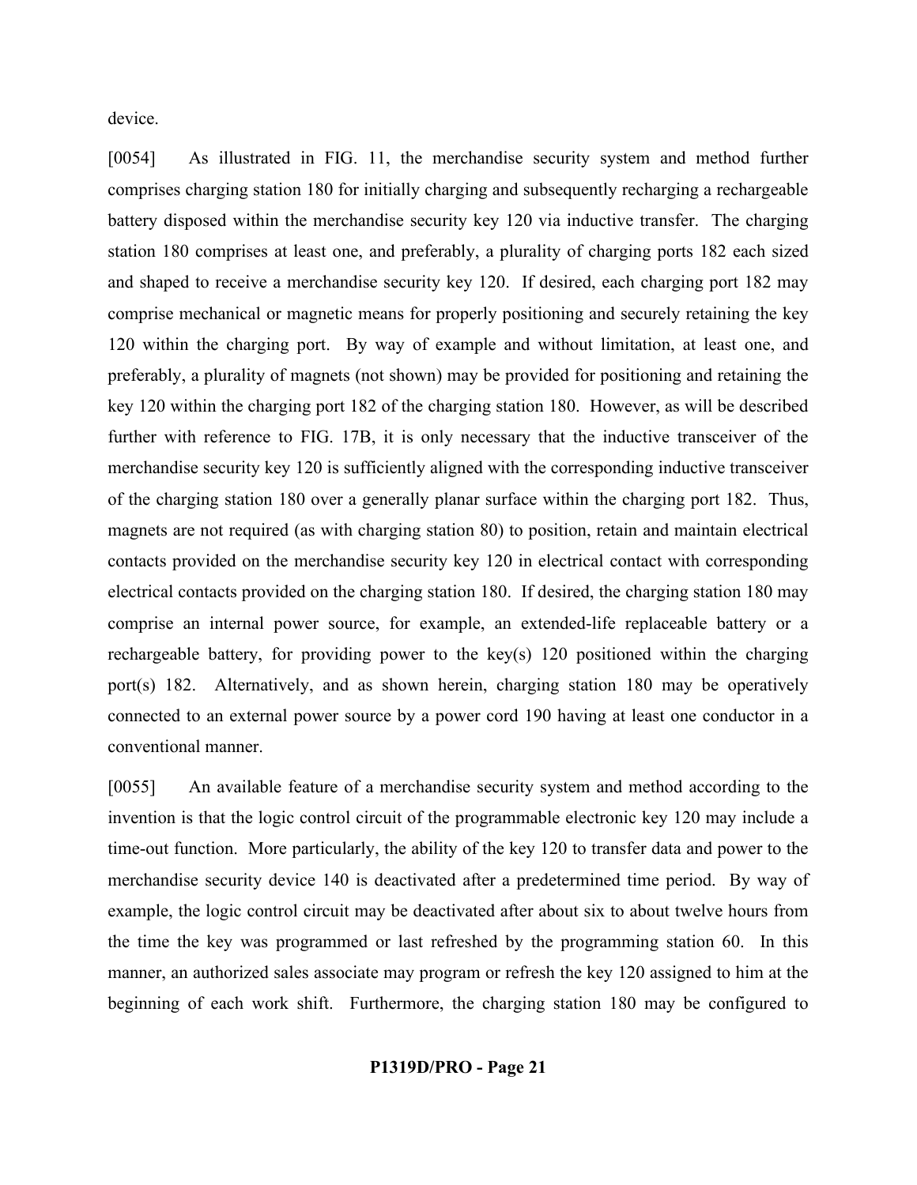device.

[0054] As illustrated in FIG. 11, the merchandise security system and method further comprises charging station 180 for initially charging and subsequently recharging a rechargeable battery disposed within the merchandise security key 120 via inductive transfer. The charging station 180 comprises at least one, and preferably, a plurality of charging ports 182 each sized and shaped to receive a merchandise security key 120. If desired, each charging port 182 may comprise mechanical or magnetic means for properly positioning and securely retaining the key 120 within the charging port. By way of example and without limitation, at least one, and preferably, a plurality of magnets (not shown) may be provided for positioning and retaining the key 120 within the charging port 182 of the charging station 180. However, as will be described further with reference to FIG. 17B, it is only necessary that the inductive transceiver of the merchandise security key 120 is sufficiently aligned with the corresponding inductive transceiver of the charging station 180 over a generally planar surface within the charging port 182. Thus, magnets are not required (as with charging station 80) to position, retain and maintain electrical contacts provided on the merchandise security key 120 in electrical contact with corresponding electrical contacts provided on the charging station 180. If desired, the charging station 180 may comprise an internal power source, for example, an extended-life replaceable battery or a rechargeable battery, for providing power to the key(s) 120 positioned within the charging port(s) 182. Alternatively, and as shown herein, charging station 180 may be operatively connected to an external power source by a power cord 190 having at least one conductor in a conventional manner.

[0055] An available feature of a merchandise security system and method according to the invention is that the logic control circuit of the programmable electronic key 120 may include a time-out function. More particularly, the ability of the key 120 to transfer data and power to the merchandise security device 140 is deactivated after a predetermined time period. By way of example, the logic control circuit may be deactivated after about six to about twelve hours from the time the key was programmed or last refreshed by the programming station 60. In this manner, an authorized sales associate may program or refresh the key 120 assigned to him at the beginning of each work shift. Furthermore, the charging station 180 may be configured to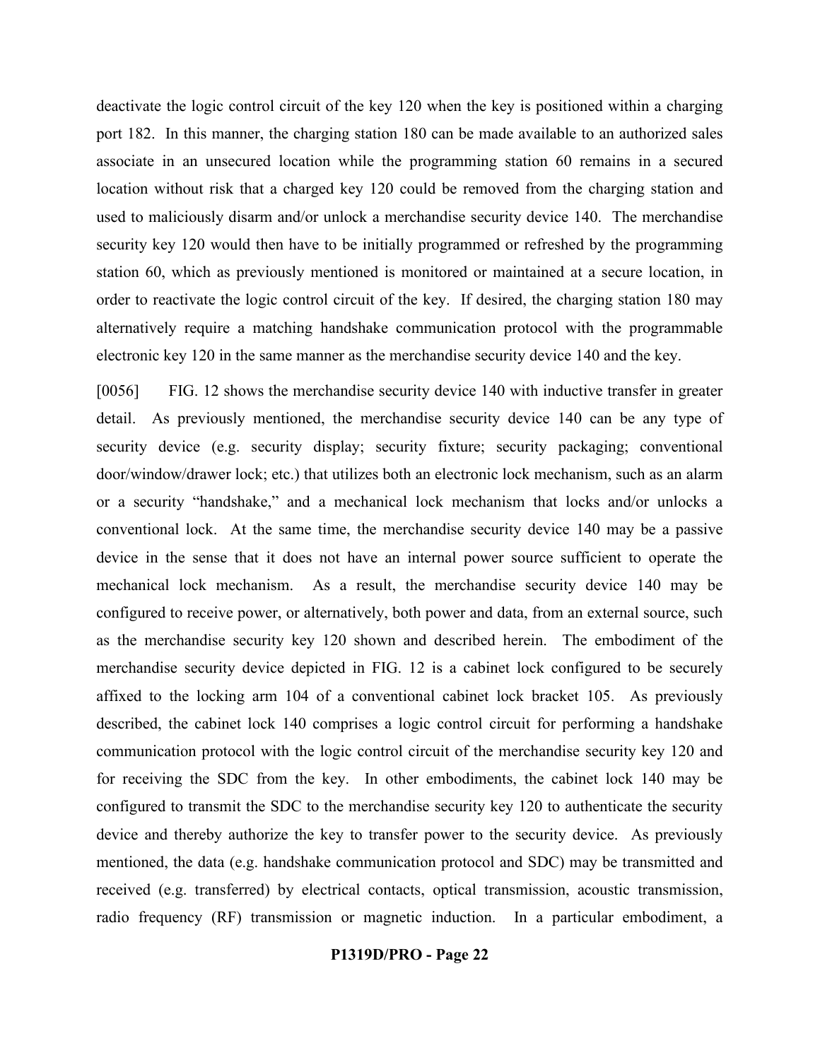deactivate the logic control circuit of the key 120 when the key is positioned within a charging port 182. In this manner, the charging station 180 can be made available to an authorized sales associate in an unsecured location while the programming station 60 remains in a secured location without risk that a charged key 120 could be removed from the charging station and used to maliciously disarm and/or unlock a merchandise security device 140. The merchandise security key 120 would then have to be initially programmed or refreshed by the programming station 60, which as previously mentioned is monitored or maintained at a secure location, in order to reactivate the logic control circuit of the key. If desired, the charging station 180 may alternatively require a matching handshake communication protocol with the programmable electronic key 120 in the same manner as the merchandise security device 140 and the key.

[0056] FIG. 12 shows the merchandise security device 140 with inductive transfer in greater detail. As previously mentioned, the merchandise security device 140 can be any type of security device (e.g. security display; security fixture; security packaging; conventional door/window/drawer lock; etc.) that utilizes both an electronic lock mechanism, such as an alarm or a security "handshake," and a mechanical lock mechanism that locks and/or unlocks a conventional lock. At the same time, the merchandise security device 140 may be a passive device in the sense that it does not have an internal power source sufficient to operate the mechanical lock mechanism. As a result, the merchandise security device 140 may be configured to receive power, or alternatively, both power and data, from an external source, such as the merchandise security key 120 shown and described herein. The embodiment of the merchandise security device depicted in FIG. 12 is a cabinet lock configured to be securely affixed to the locking arm 104 of a conventional cabinet lock bracket 105. As previously described, the cabinet lock 140 comprises a logic control circuit for performing a handshake communication protocol with the logic control circuit of the merchandise security key 120 and for receiving the SDC from the key. In other embodiments, the cabinet lock 140 may be configured to transmit the SDC to the merchandise security key 120 to authenticate the security device and thereby authorize the key to transfer power to the security device. As previously mentioned, the data (e.g. handshake communication protocol and SDC) may be transmitted and received (e.g. transferred) by electrical contacts, optical transmission, acoustic transmission, radio frequency (RF) transmission or magnetic induction. In a particular embodiment, a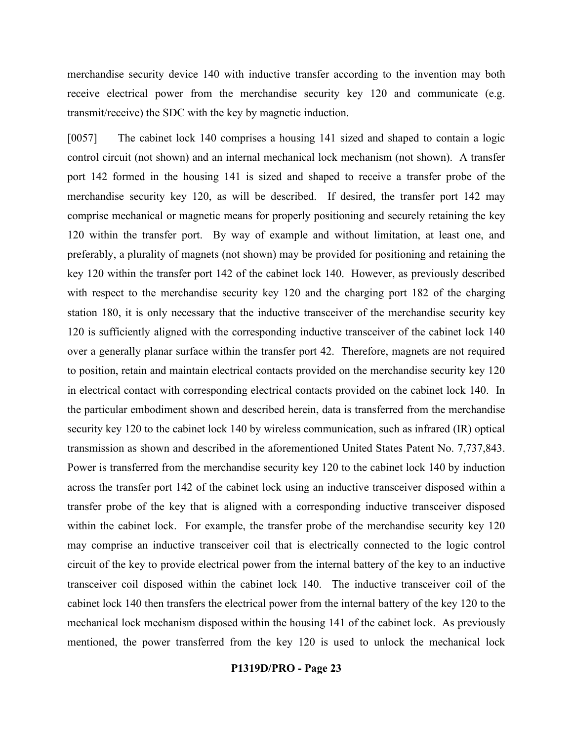merchandise security device 140 with inductive transfer according to the invention may both receive electrical power from the merchandise security key 120 and communicate (e.g. transmit/receive) the SDC with the key by magnetic induction.

[0057] The cabinet lock 140 comprises a housing 141 sized and shaped to contain a logic control circuit (not shown) and an internal mechanical lock mechanism (not shown). A transfer port 142 formed in the housing 141 is sized and shaped to receive a transfer probe of the merchandise security key 120, as will be described. If desired, the transfer port 142 may comprise mechanical or magnetic means for properly positioning and securely retaining the key 120 within the transfer port. By way of example and without limitation, at least one, and preferably, a plurality of magnets (not shown) may be provided for positioning and retaining the key 120 within the transfer port 142 of the cabinet lock 140. However, as previously described with respect to the merchandise security key 120 and the charging port 182 of the charging station 180, it is only necessary that the inductive transceiver of the merchandise security key 120 is sufficiently aligned with the corresponding inductive transceiver of the cabinet lock 140 over a generally planar surface within the transfer port 42. Therefore, magnets are not required to position, retain and maintain electrical contacts provided on the merchandise security key 120 in electrical contact with corresponding electrical contacts provided on the cabinet lock 140. In the particular embodiment shown and described herein, data is transferred from the merchandise security key 120 to the cabinet lock 140 by wireless communication, such as infrared (IR) optical transmission as shown and described in the aforementioned United States Patent No. 7,737,843. Power is transferred from the merchandise security key 120 to the cabinet lock 140 by induction across the transfer port 142 of the cabinet lock using an inductive transceiver disposed within a transfer probe of the key that is aligned with a corresponding inductive transceiver disposed within the cabinet lock. For example, the transfer probe of the merchandise security key 120 may comprise an inductive transceiver coil that is electrically connected to the logic control circuit of the key to provide electrical power from the internal battery of the key to an inductive transceiver coil disposed within the cabinet lock 140. The inductive transceiver coil of the cabinet lock 140 then transfers the electrical power from the internal battery of the key 120 to the mechanical lock mechanism disposed within the housing 141 of the cabinet lock. As previously mentioned, the power transferred from the key 120 is used to unlock the mechanical lock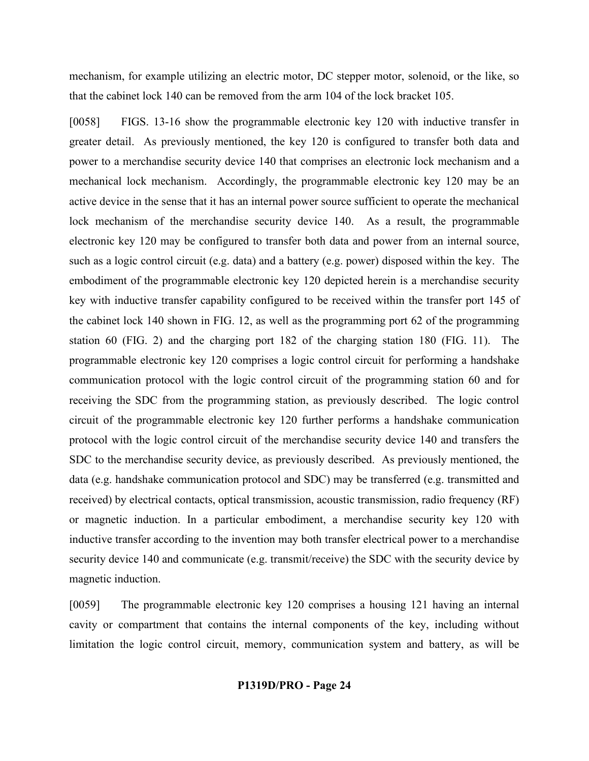mechanism, for example utilizing an electric motor, DC stepper motor, solenoid, or the like, so that the cabinet lock 140 can be removed from the arm 104 of the lock bracket 105.

[0058] FIGS. 13-16 show the programmable electronic key 120 with inductive transfer in greater detail. As previously mentioned, the key 120 is configured to transfer both data and power to a merchandise security device 140 that comprises an electronic lock mechanism and a mechanical lock mechanism. Accordingly, the programmable electronic key 120 may be an active device in the sense that it has an internal power source sufficient to operate the mechanical lock mechanism of the merchandise security device 140. As a result, the programmable electronic key 120 may be configured to transfer both data and power from an internal source, such as a logic control circuit (e.g. data) and a battery (e.g. power) disposed within the key. The embodiment of the programmable electronic key 120 depicted herein is a merchandise security key with inductive transfer capability configured to be received within the transfer port 145 of the cabinet lock 140 shown in FIG. 12, as well as the programming port 62 of the programming station 60 (FIG. 2) and the charging port 182 of the charging station 180 (FIG. 11). The programmable electronic key 120 comprises a logic control circuit for performing a handshake communication protocol with the logic control circuit of the programming station 60 and for receiving the SDC from the programming station, as previously described. The logic control circuit of the programmable electronic key 120 further performs a handshake communication protocol with the logic control circuit of the merchandise security device 140 and transfers the SDC to the merchandise security device, as previously described. As previously mentioned, the data (e.g. handshake communication protocol and SDC) may be transferred (e.g. transmitted and received) by electrical contacts, optical transmission, acoustic transmission, radio frequency (RF) or magnetic induction. In a particular embodiment, a merchandise security key 120 with inductive transfer according to the invention may both transfer electrical power to a merchandise security device 140 and communicate (e.g. transmit/receive) the SDC with the security device by magnetic induction.

[0059] The programmable electronic key 120 comprises a housing 121 having an internal cavity or compartment that contains the internal components of the key, including without limitation the logic control circuit, memory, communication system and battery, as will be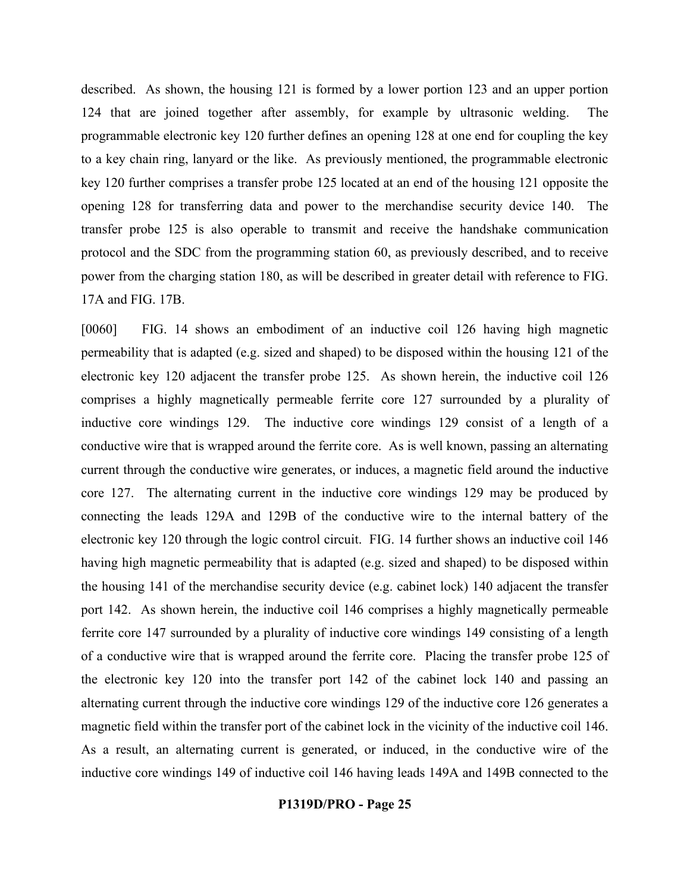described. As shown, the housing 121 is formed by a lower portion 123 and an upper portion 124 that are joined together after assembly, for example by ultrasonic welding. The programmable electronic key 120 further defines an opening 128 at one end for coupling the key to a key chain ring, lanyard or the like. As previously mentioned, the programmable electronic key 120 further comprises a transfer probe 125 located at an end of the housing 121 opposite the opening 128 for transferring data and power to the merchandise security device 140. The transfer probe 125 is also operable to transmit and receive the handshake communication protocol and the SDC from the programming station 60, as previously described, and to receive power from the charging station 180, as will be described in greater detail with reference to FIG. 17A and FIG. 17B.

[0060] FIG. 14 shows an embodiment of an inductive coil 126 having high magnetic permeability that is adapted (e.g. sized and shaped) to be disposed within the housing 121 of the electronic key 120 adjacent the transfer probe 125. As shown herein, the inductive coil 126 comprises a highly magnetically permeable ferrite core 127 surrounded by a plurality of inductive core windings 129. The inductive core windings 129 consist of a length of a conductive wire that is wrapped around the ferrite core. As is well known, passing an alternating current through the conductive wire generates, or induces, a magnetic field around the inductive core 127. The alternating current in the inductive core windings 129 may be produced by connecting the leads 129A and 129B of the conductive wire to the internal battery of the electronic key 120 through the logic control circuit. FIG. 14 further shows an inductive coil 146 having high magnetic permeability that is adapted (e.g. sized and shaped) to be disposed within the housing 141 of the merchandise security device (e.g. cabinet lock) 140 adjacent the transfer port 142. As shown herein, the inductive coil 146 comprises a highly magnetically permeable ferrite core 147 surrounded by a plurality of inductive core windings 149 consisting of a length of a conductive wire that is wrapped around the ferrite core. Placing the transfer probe 125 of the electronic key 120 into the transfer port 142 of the cabinet lock 140 and passing an alternating current through the inductive core windings 129 of the inductive core 126 generates a magnetic field within the transfer port of the cabinet lock in the vicinity of the inductive coil 146. As a result, an alternating current is generated, or induced, in the conductive wire of the inductive core windings 149 of inductive coil 146 having leads 149A and 149B connected to the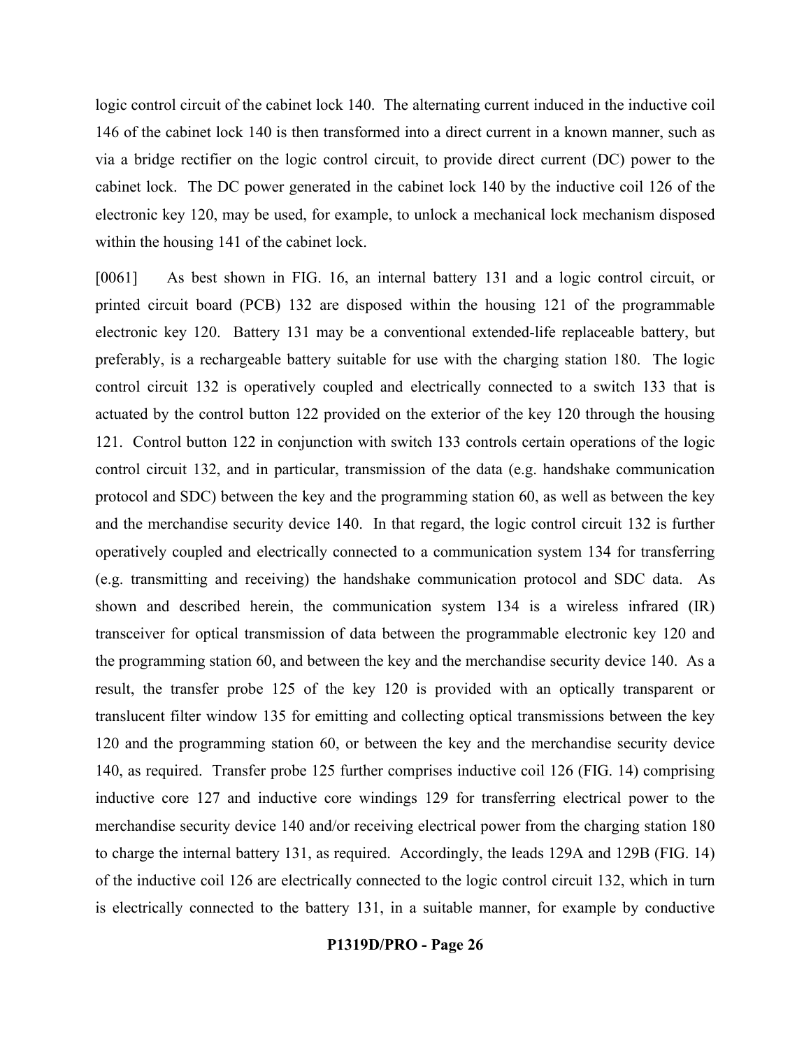logic control circuit of the cabinet lock 140. The alternating current induced in the inductive coil 146 of the cabinet lock 140 is then transformed into a direct current in a known manner, such as via a bridge rectifier on the logic control circuit, to provide direct current (DC) power to the cabinet lock. The DC power generated in the cabinet lock 140 by the inductive coil 126 of the electronic key 120, may be used, for example, to unlock a mechanical lock mechanism disposed within the housing 141 of the cabinet lock.

[0061] As best shown in FIG. 16, an internal battery 131 and a logic control circuit, or printed circuit board (PCB) 132 are disposed within the housing 121 of the programmable electronic key 120. Battery 131 may be a conventional extended-life replaceable battery, but preferably, is a rechargeable battery suitable for use with the charging station 180. The logic control circuit 132 is operatively coupled and electrically connected to a switch 133 that is actuated by the control button 122 provided on the exterior of the key 120 through the housing 121. Control button 122 in conjunction with switch 133 controls certain operations of the logic control circuit 132, and in particular, transmission of the data (e.g. handshake communication protocol and SDC) between the key and the programming station 60, as well as between the key and the merchandise security device 140. In that regard, the logic control circuit 132 is further operatively coupled and electrically connected to a communication system 134 for transferring (e.g. transmitting and receiving) the handshake communication protocol and SDC data. As shown and described herein, the communication system 134 is a wireless infrared (IR) transceiver for optical transmission of data between the programmable electronic key 120 and the programming station 60, and between the key and the merchandise security device 140. As a result, the transfer probe 125 of the key 120 is provided with an optically transparent or translucent filter window 135 for emitting and collecting optical transmissions between the key 120 and the programming station 60, or between the key and the merchandise security device 140, as required. Transfer probe 125 further comprises inductive coil 126 (FIG. 14) comprising inductive core 127 and inductive core windings 129 for transferring electrical power to the merchandise security device 140 and/or receiving electrical power from the charging station 180 to charge the internal battery 131, as required. Accordingly, the leads 129A and 129B (FIG. 14) of the inductive coil 126 are electrically connected to the logic control circuit 132, which in turn is electrically connected to the battery 131, in a suitable manner, for example by conductive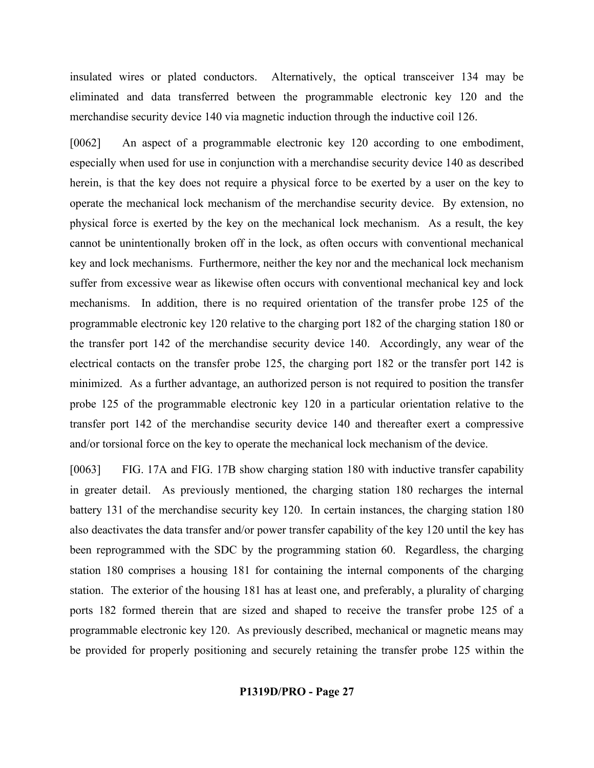insulated wires or plated conductors. Alternatively, the optical transceiver 134 may be eliminated and data transferred between the programmable electronic key 120 and the merchandise security device 140 via magnetic induction through the inductive coil 126.

[0062] An aspect of a programmable electronic key 120 according to one embodiment, especially when used for use in conjunction with a merchandise security device 140 as described herein, is that the key does not require a physical force to be exerted by a user on the key to operate the mechanical lock mechanism of the merchandise security device. By extension, no physical force is exerted by the key on the mechanical lock mechanism. As a result, the key cannot be unintentionally broken off in the lock, as often occurs with conventional mechanical key and lock mechanisms. Furthermore, neither the key nor and the mechanical lock mechanism suffer from excessive wear as likewise often occurs with conventional mechanical key and lock mechanisms. In addition, there is no required orientation of the transfer probe 125 of the programmable electronic key 120 relative to the charging port 182 of the charging station 180 or the transfer port 142 of the merchandise security device 140. Accordingly, any wear of the electrical contacts on the transfer probe 125, the charging port 182 or the transfer port 142 is minimized. As a further advantage, an authorized person is not required to position the transfer probe 125 of the programmable electronic key 120 in a particular orientation relative to the transfer port 142 of the merchandise security device 140 and thereafter exert a compressive and/or torsional force on the key to operate the mechanical lock mechanism of the device.

[0063] FIG. 17A and FIG. 17B show charging station 180 with inductive transfer capability in greater detail. As previously mentioned, the charging station 180 recharges the internal battery 131 of the merchandise security key 120. In certain instances, the charging station 180 also deactivates the data transfer and/or power transfer capability of the key 120 until the key has been reprogrammed with the SDC by the programming station 60. Regardless, the charging station 180 comprises a housing 181 for containing the internal components of the charging station. The exterior of the housing 181 has at least one, and preferably, a plurality of charging ports 182 formed therein that are sized and shaped to receive the transfer probe 125 of a programmable electronic key 120. As previously described, mechanical or magnetic means may be provided for properly positioning and securely retaining the transfer probe 125 within the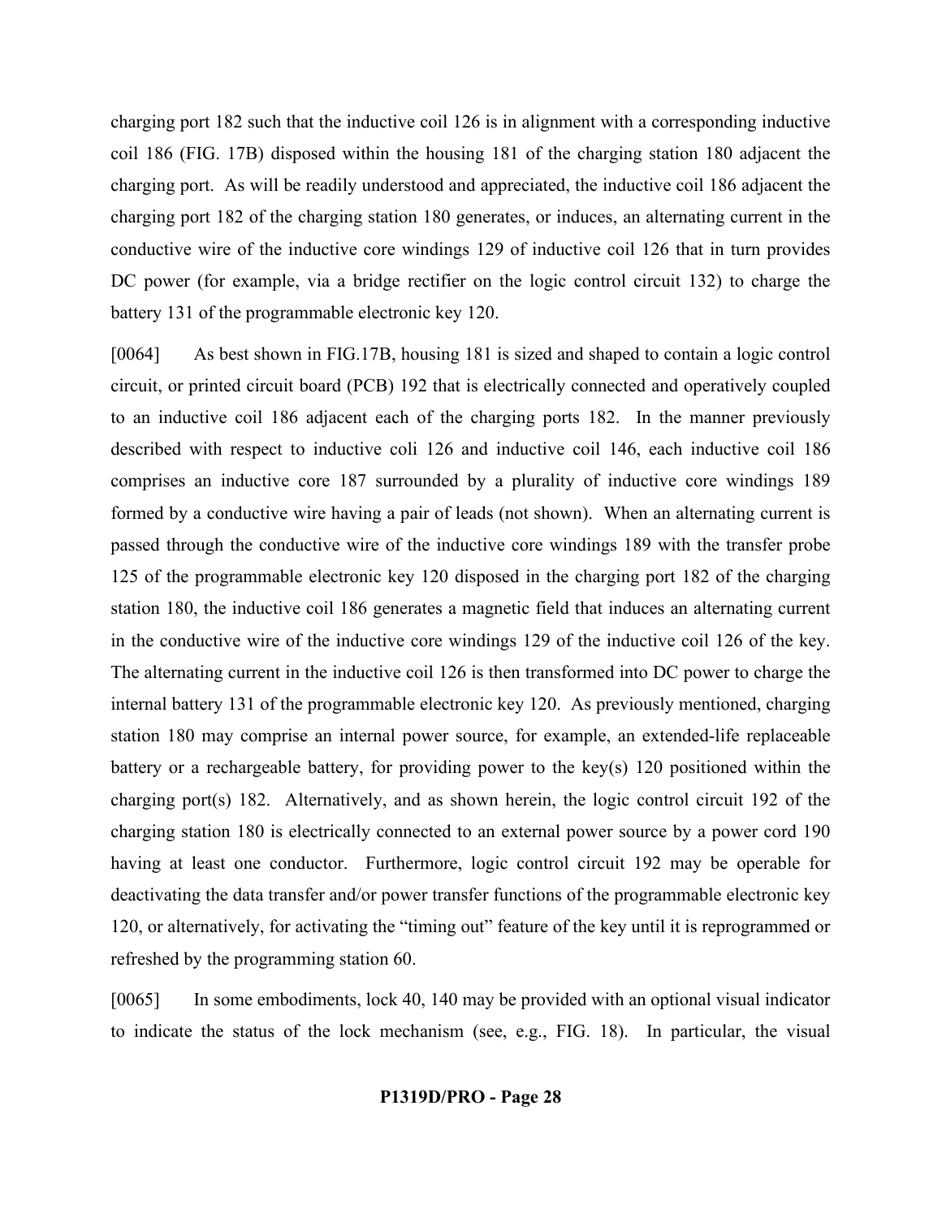charging port 182 such that the inductive coil 126 is in alignment with a corresponding inductive coil 186 (FIG. 17B) disposed within the housing 181 of the charging station 180 adjacent the charging port. As will be readily understood and appreciated, the inductive coil 186 adjacent the charging port 182 of the charging station 180 generates, or induces, an alternating current in the conductive wire of the inductive core windings 129 of inductive coil 126 that in turn provides DC power (for example, via a bridge rectifier on the logic control circuit 132) to charge the battery 131 of the programmable electronic key 120.

[0064] As best shown in FIG.17B, housing 181 is sized and shaped to contain a logic control circuit, or printed circuit board (PCB) 192 that is electrically connected and operatively coupled to an inductive coil 186 adjacent each of the charging ports 182. In the manner previously described with respect to inductive coli 126 and inductive coil 146, each inductive coil 186 comprises an inductive core 187 surrounded by a plurality of inductive core windings 189 formed by a conductive wire having a pair of leads (not shown). When an alternating current is passed through the conductive wire of the inductive core windings 189 with the transfer probe 125 of the programmable electronic key 120 disposed in the charging port 182 of the charging station 180, the inductive coil 186 generates a magnetic field that induces an alternating current in the conductive wire of the inductive core windings 129 of the inductive coil 126 of the key. The alternating current in the inductive coil 126 is then transformed into DC power to charge the internal battery 131 of the programmable electronic key 120. As previously mentioned, charging station 180 may comprise an internal power source, for example, an extended-life replaceable battery or a rechargeable battery, for providing power to the key(s) 120 positioned within the charging port(s) 182. Alternatively, and as shown herein, the logic control circuit 192 of the charging station 180 is electrically connected to an external power source by a power cord 190 having at least one conductor. Furthermore, logic control circuit 192 may be operable for deactivating the data transfer and/or power transfer functions of the programmable electronic key 120, or alternatively, for activating the "timing out" feature of the key until it is reprogrammed or refreshed by the programming station 60.

[0065] In some embodiments, lock 40, 140 may be provided with an optional visual indicator to indicate the status of the lock mechanism (see, e.g., FIG. 18). In particular, the visual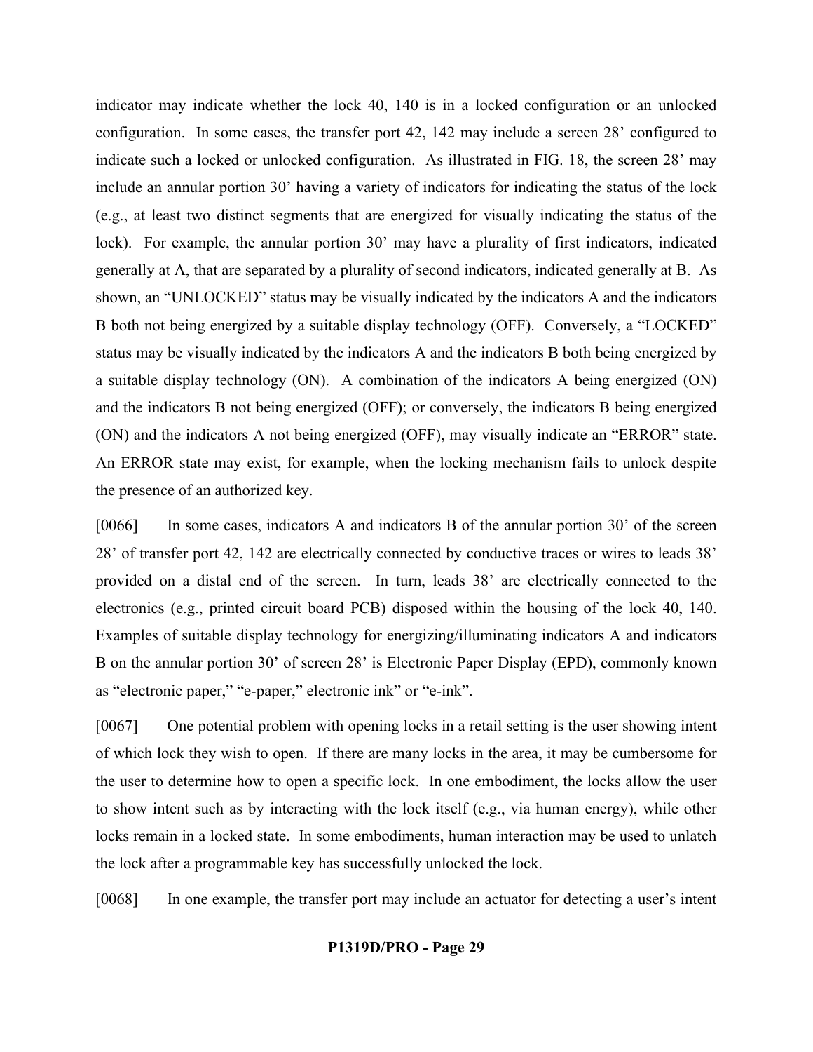indicator may indicate whether the lock 40, 140 is in a locked configuration or an unlocked configuration. In some cases, the transfer port 42, 142 may include a screen 28' configured to indicate such a locked or unlocked configuration. As illustrated in FIG. 18, the screen 28' may include an annular portion 30' having a variety of indicators for indicating the status of the lock (e.g., at least two distinct segments that are energized for visually indicating the status of the lock). For example, the annular portion 30' may have a plurality of first indicators, indicated generally at A, that are separated by a plurality of second indicators, indicated generally at B. As shown, an "UNLOCKED" status may be visually indicated by the indicators A and the indicators B both not being energized by a suitable display technology (OFF). Conversely, a "LOCKED" status may be visually indicated by the indicators A and the indicators B both being energized by a suitable display technology (ON). A combination of the indicators A being energized (ON) and the indicators B not being energized (OFF); or conversely, the indicators B being energized (ON) and the indicators A not being energized (OFF), may visually indicate an "ERROR" state. An ERROR state may exist, for example, when the locking mechanism fails to unlock despite the presence of an authorized key.

[0066] In some cases, indicators A and indicators B of the annular portion 30' of the screen 28' of transfer port 42, 142 are electrically connected by conductive traces or wires to leads 38' provided on a distal end of the screen. In turn, leads 38' are electrically connected to the electronics (e.g., printed circuit board PCB) disposed within the housing of the lock 40, 140. Examples of suitable display technology for energizing/illuminating indicators A and indicators B on the annular portion 30' of screen 28' is Electronic Paper Display (EPD), commonly known as "electronic paper," "e-paper," electronic ink" or "e-ink".

[0067] One potential problem with opening locks in a retail setting is the user showing intent of which lock they wish to open. If there are many locks in the area, it may be cumbersome for the user to determine how to open a specific lock. In one embodiment, the locks allow the user to show intent such as by interacting with the lock itself (e.g., via human energy), while other locks remain in a locked state. In some embodiments, human interaction may be used to unlatch the lock after a programmable key has successfully unlocked the lock.

[0068] In one example, the transfer port may include an actuator for detecting a user's intent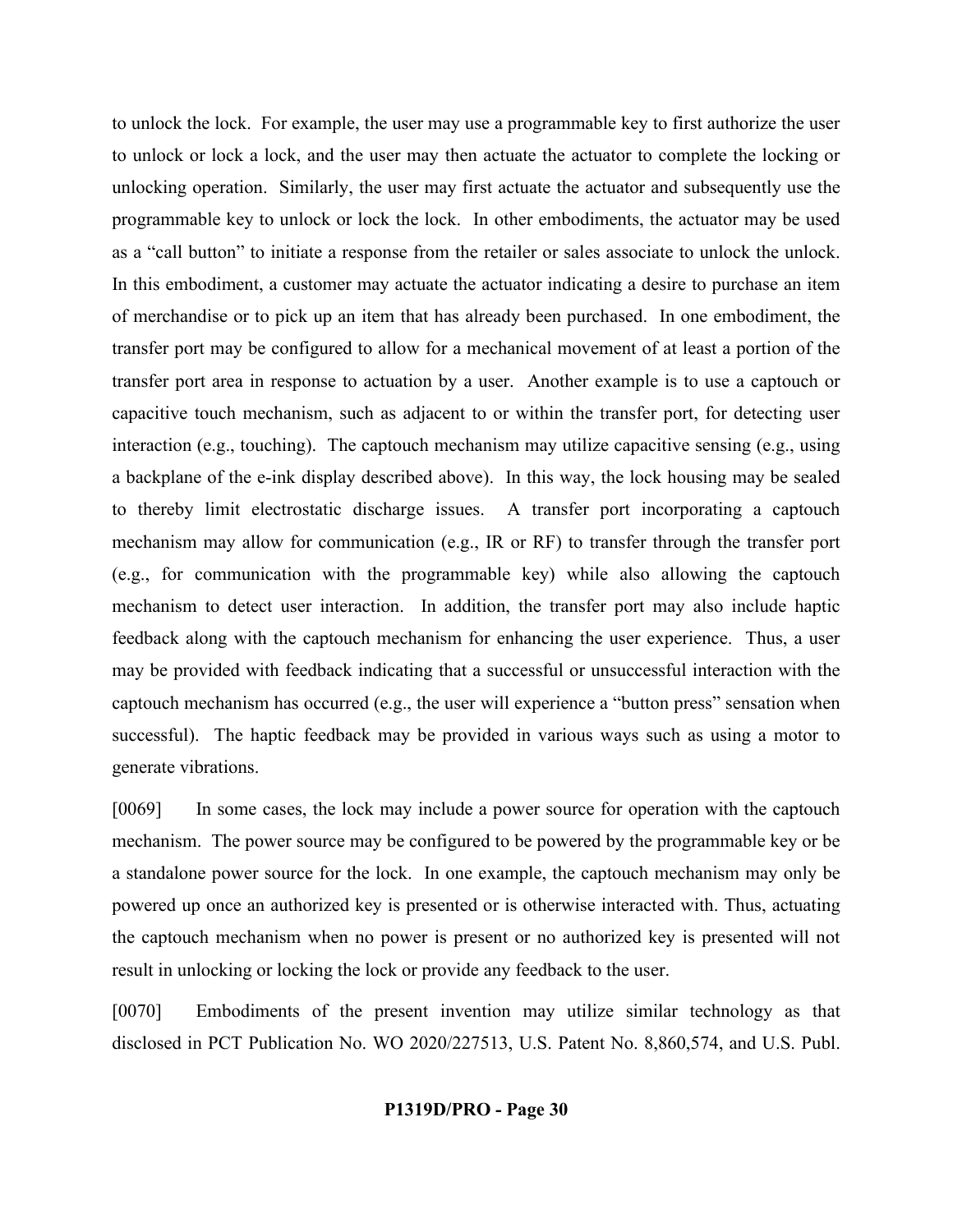to unlock the lock. For example, the user may use a programmable key to first authorize the user to unlock or lock a lock, and the user may then actuate the actuator to complete the locking or unlocking operation. Similarly, the user may first actuate the actuator and subsequently use the programmable key to unlock or lock the lock. In other embodiments, the actuator may be used as a "call button" to initiate a response from the retailer or sales associate to unlock the unlock. In this embodiment, a customer may actuate the actuator indicating a desire to purchase an item of merchandise or to pick up an item that has already been purchased. In one embodiment, the transfer port may be configured to allow for a mechanical movement of at least a portion of the transfer port area in response to actuation by a user. Another example is to use a captouch or capacitive touch mechanism, such as adjacent to or within the transfer port, for detecting user interaction (e.g., touching). The captouch mechanism may utilize capacitive sensing (e.g., using a backplane of the e-ink display described above). In this way, the lock housing may be sealed to thereby limit electrostatic discharge issues. A transfer port incorporating a captouch mechanism may allow for communication (e.g., IR or RF) to transfer through the transfer port (e.g., for communication with the programmable key) while also allowing the captouch mechanism to detect user interaction. In addition, the transfer port may also include haptic feedback along with the captouch mechanism for enhancing the user experience. Thus, a user may be provided with feedback indicating that a successful or unsuccessful interaction with the captouch mechanism has occurred (e.g., the user will experience a "button press" sensation when successful). The haptic feedback may be provided in various ways such as using a motor to generate vibrations.

[0069] In some cases, the lock may include a power source for operation with the captouch mechanism. The power source may be configured to be powered by the programmable key or be a standalone power source for the lock. In one example, the captouch mechanism may only be powered up once an authorized key is presented or is otherwise interacted with. Thus, actuating the captouch mechanism when no power is present or no authorized key is presented will not result in unlocking or locking the lock or provide any feedback to the user.

[0070] Embodiments of the present invention may utilize similar technology as that disclosed in PCT Publication No. WO 2020/227513, U.S. Patent No. 8,860,574, and U.S. Publ.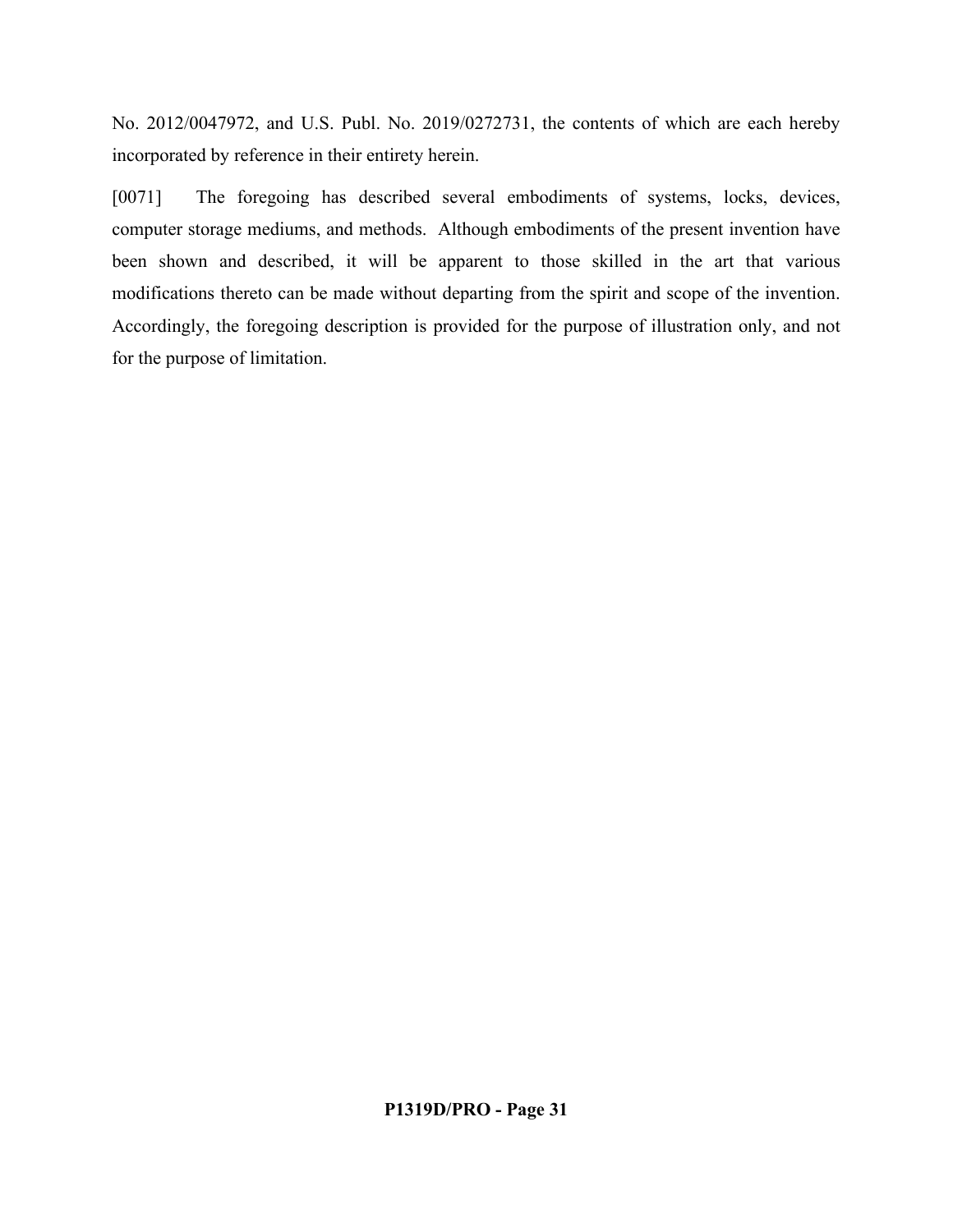No. 2012/0047972, and U.S. Publ. No. 2019/0272731, the contents of which are each hereby incorporated by reference in their entirety herein.

[0071] The foregoing has described several embodiments of systems, locks, devices, computer storage mediums, and methods. Although embodiments of the present invention have been shown and described, it will be apparent to those skilled in the art that various modifications thereto can be made without departing from the spirit and scope of the invention. Accordingly, the foregoing description is provided for the purpose of illustration only, and not for the purpose of limitation.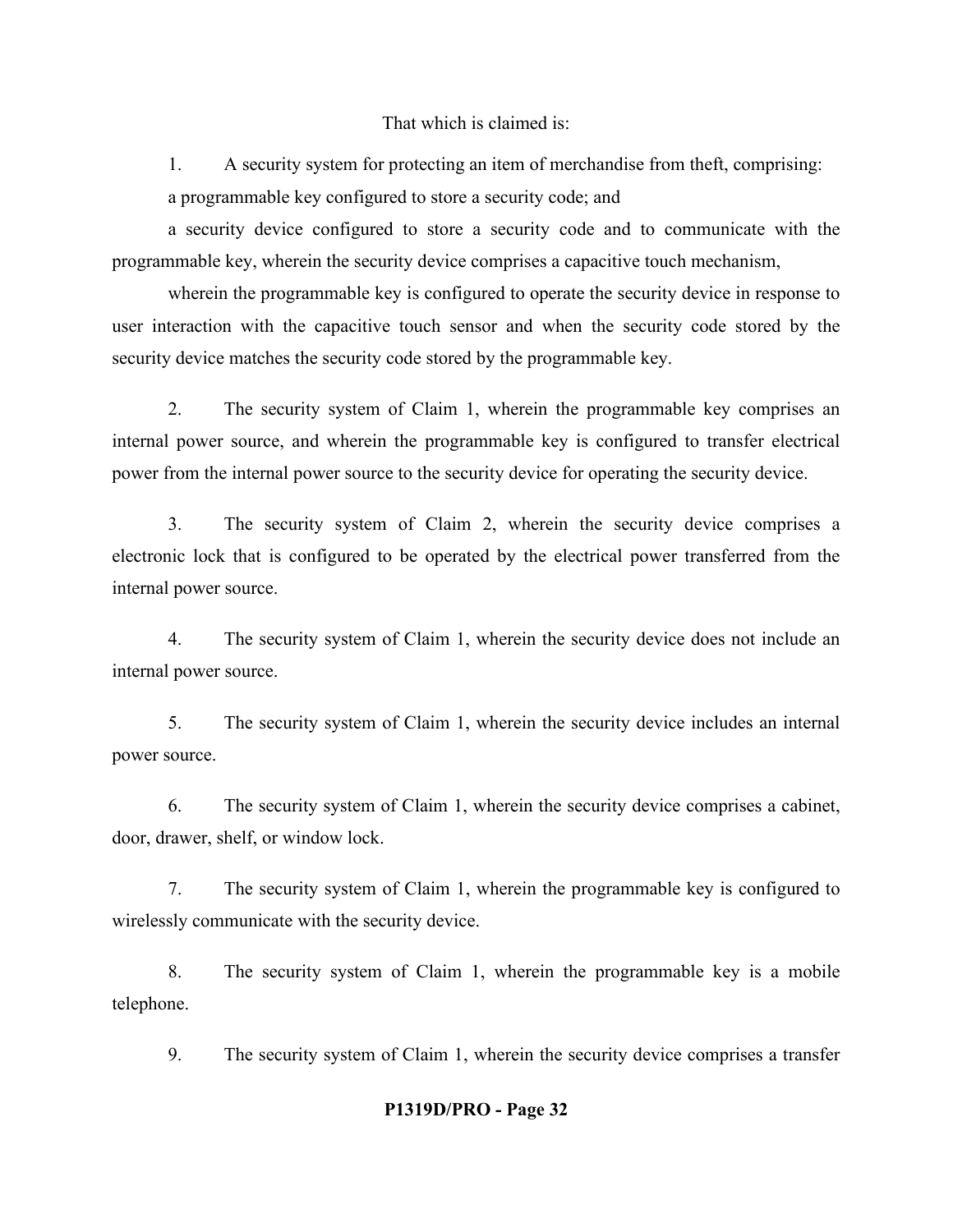That which is claimed is:

1. A security system for protecting an item of merchandise from theft, comprising:

a programmable key configured to store a security code; and

a security device configured to store a security code and to communicate with the programmable key, wherein the security device comprises a capacitive touch mechanism,

wherein the programmable key is configured to operate the security device in response to user interaction with the capacitive touch sensor and when the security code stored by the security device matches the security code stored by the programmable key.

2. The security system of Claim 1, wherein the programmable key comprises an internal power source, and wherein the programmable key is configured to transfer electrical power from the internal power source to the security device for operating the security device.

3. The security system of Claim 2, wherein the security device comprises a electronic lock that is configured to be operated by the electrical power transferred from the internal power source.

4. The security system of Claim 1, wherein the security device does not include an internal power source.

5. The security system of Claim 1, wherein the security device includes an internal power source.

6. The security system of Claim 1, wherein the security device comprises a cabinet, door, drawer, shelf, or window lock.

7. The security system of Claim 1, wherein the programmable key is configured to wirelessly communicate with the security device.

8. The security system of Claim 1, wherein the programmable key is a mobile telephone.

9. The security system of Claim 1, wherein the security device comprises a transfer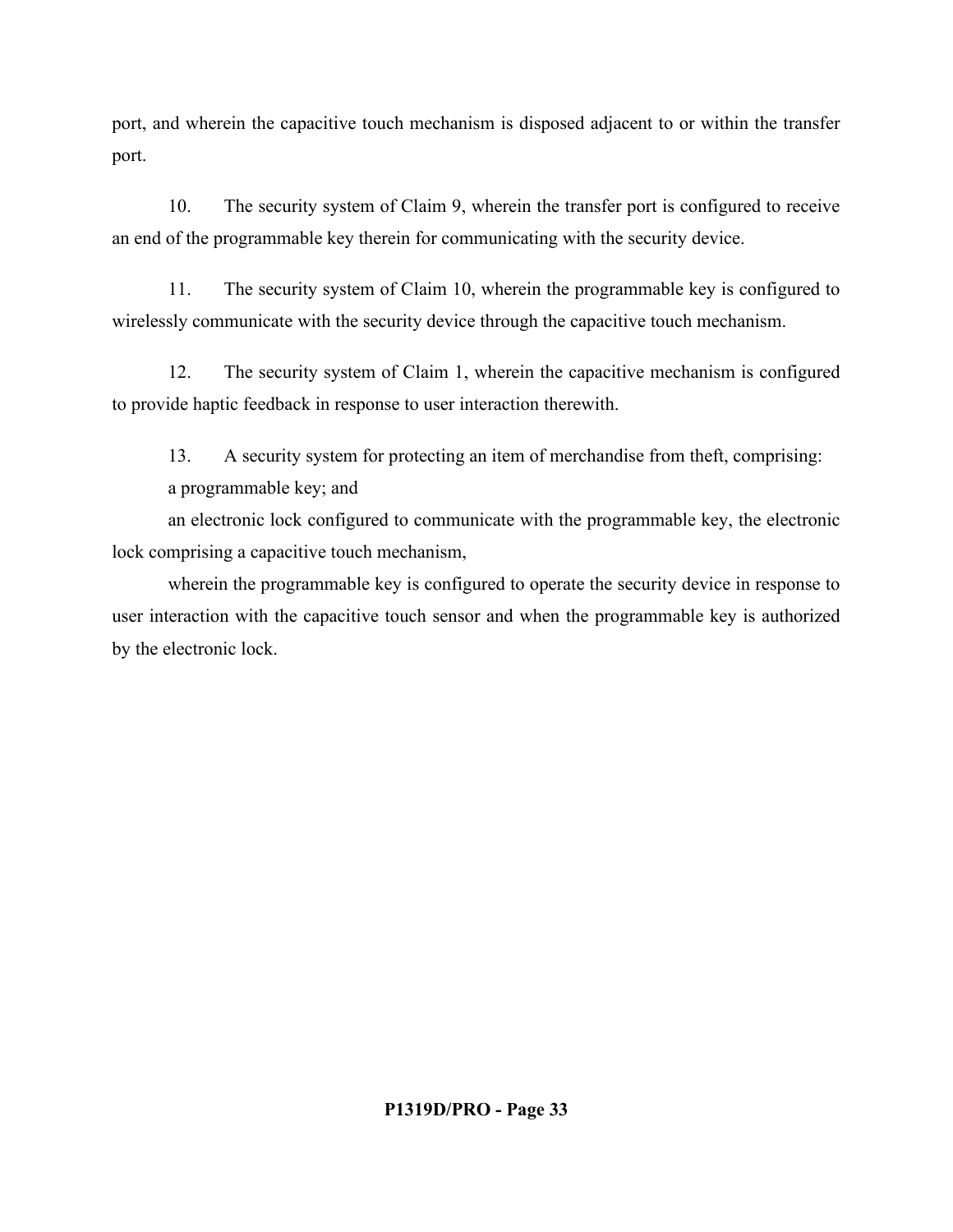port, and wherein the capacitive touch mechanism is disposed adjacent to or within the transfer port.

10. The security system of Claim 9, wherein the transfer port is configured to receive an end of the programmable key therein for communicating with the security device.

11. The security system of Claim 10, wherein the programmable key is configured to wirelessly communicate with the security device through the capacitive touch mechanism.

12. The security system of Claim 1, wherein the capacitive mechanism is configured to provide haptic feedback in response to user interaction therewith.

13. A security system for protecting an item of merchandise from theft, comprising:

a programmable key; and

an electronic lock configured to communicate with the programmable key, the electronic lock comprising a capacitive touch mechanism,

wherein the programmable key is configured to operate the security device in response to user interaction with the capacitive touch sensor and when the programmable key is authorized by the electronic lock.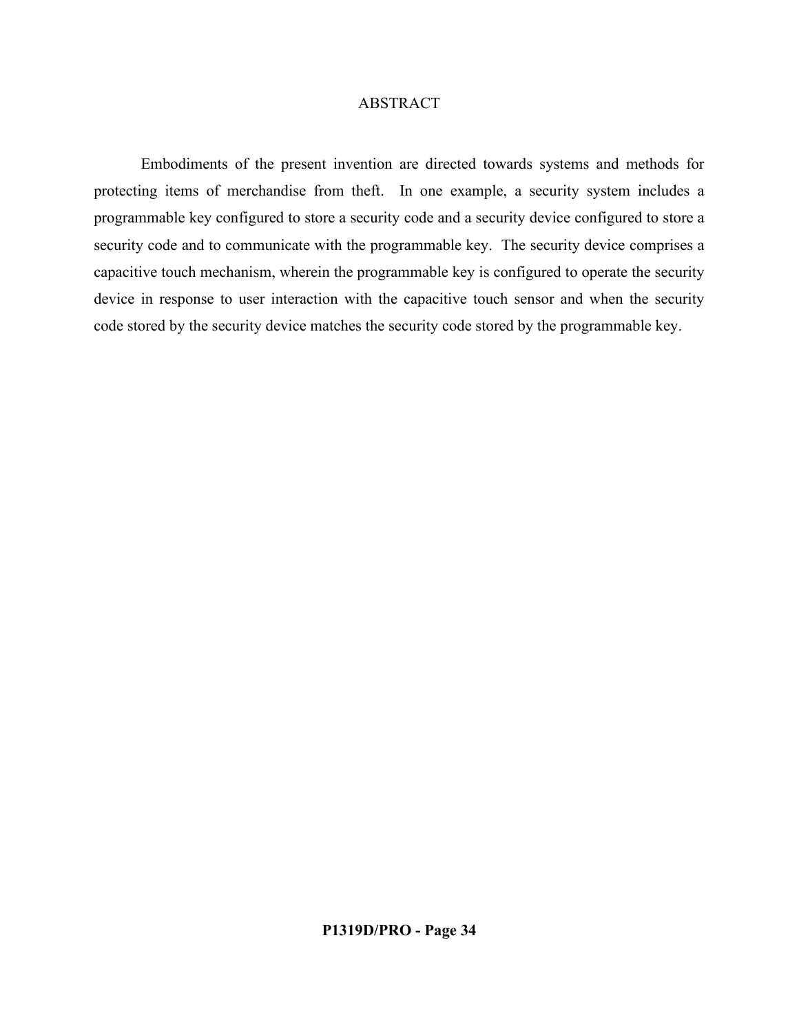# ABSTRACT

Embodiments of the present invention are directed towards systems and methods for protecting items of merchandise from theft. In one example, a security system includes a programmable key configured to store a security code and a security device configured to store a security code and to communicate with the programmable key. The security device comprises a capacitive touch mechanism, wherein the programmable key is configured to operate the security device in response to user interaction with the capacitive touch sensor and when the security code stored by the security device matches the security code stored by the programmable key.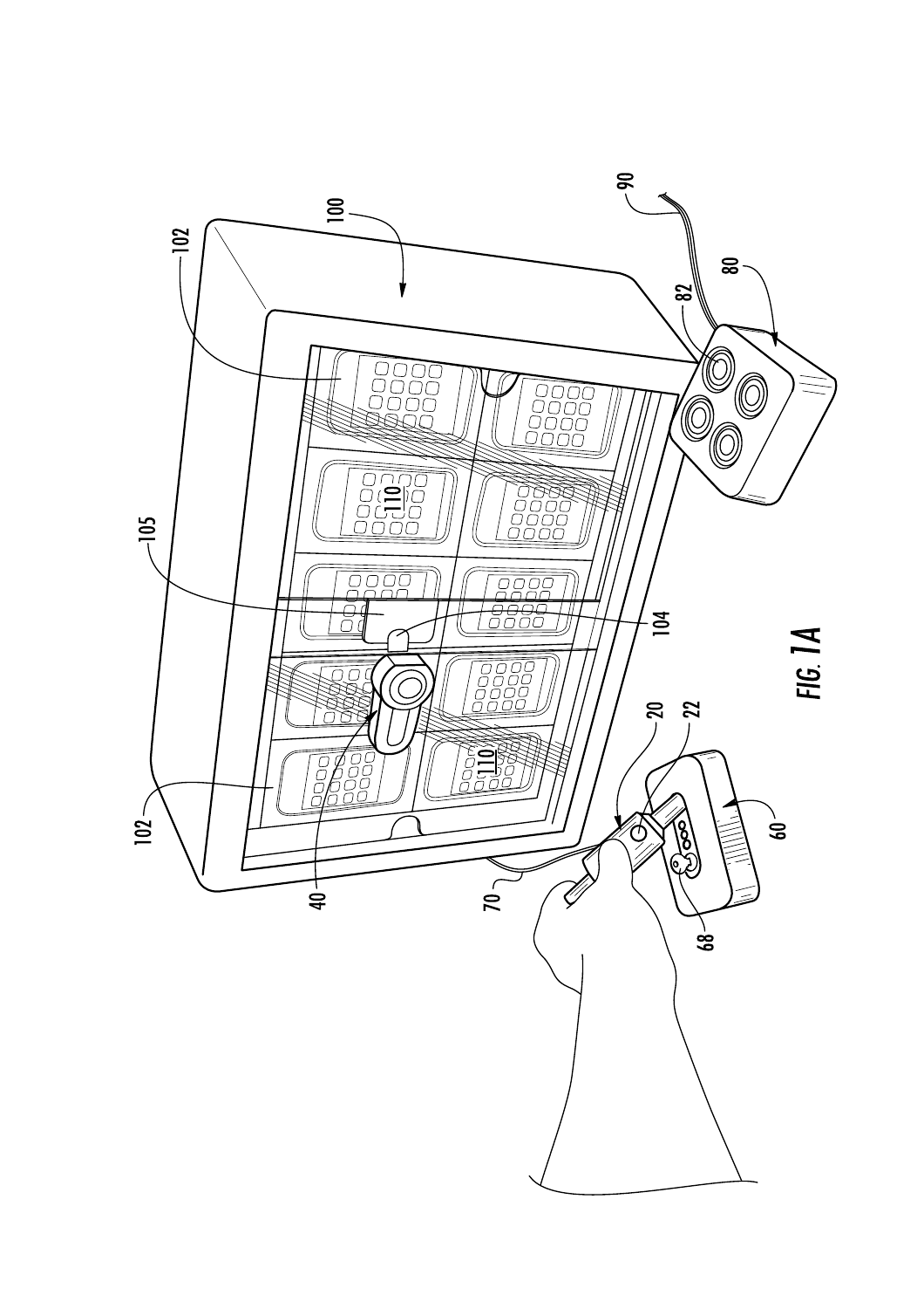FIG. 1A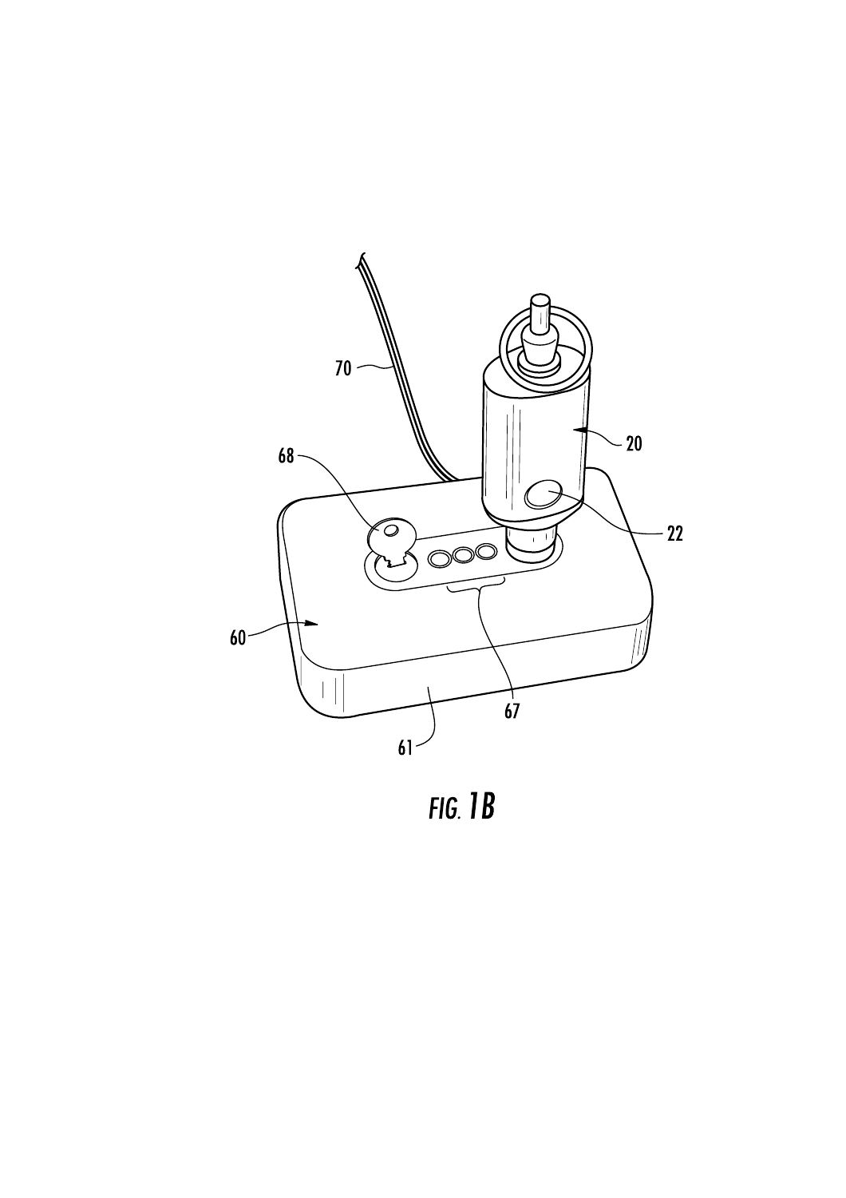FIG. 1B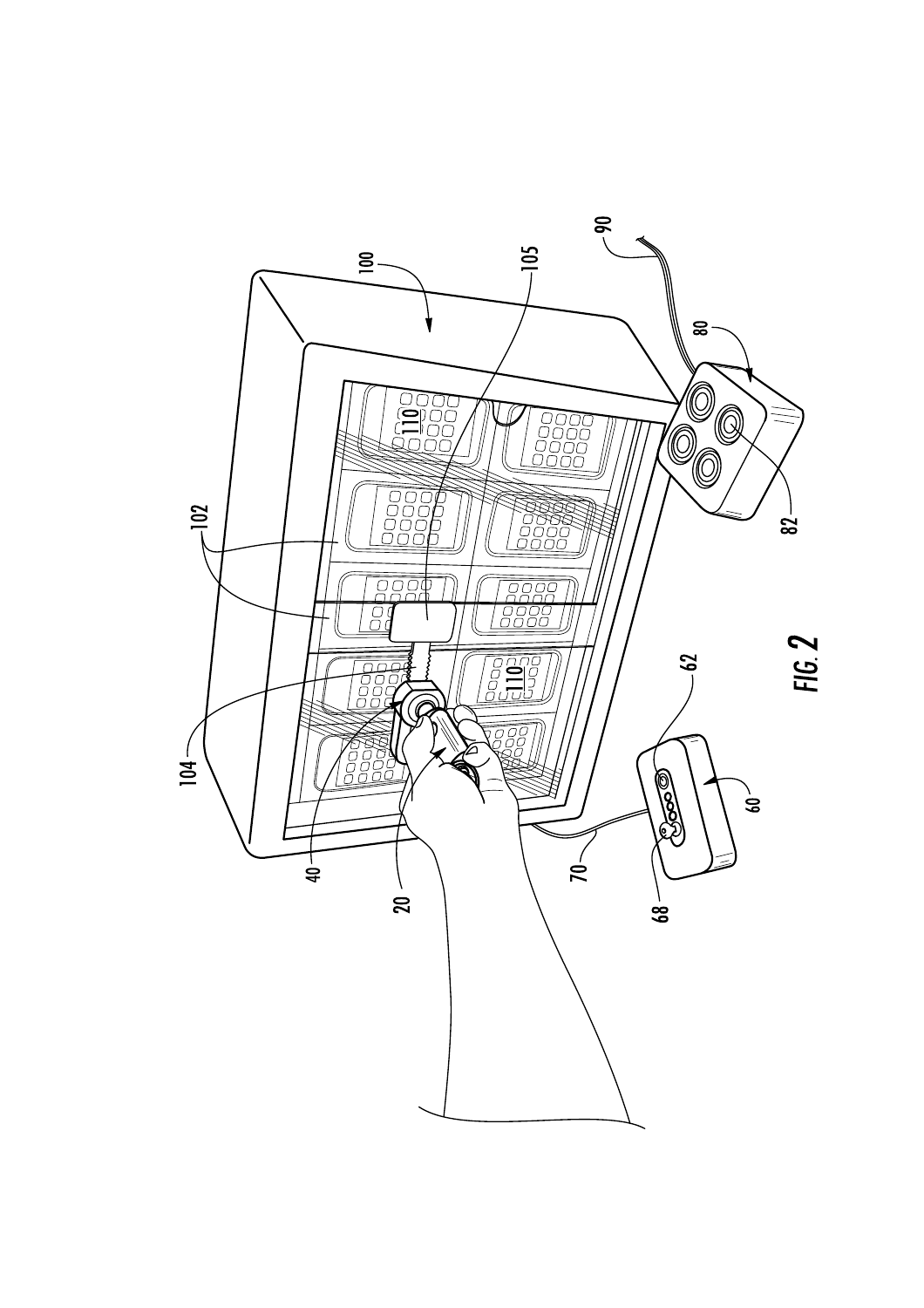FIG. 2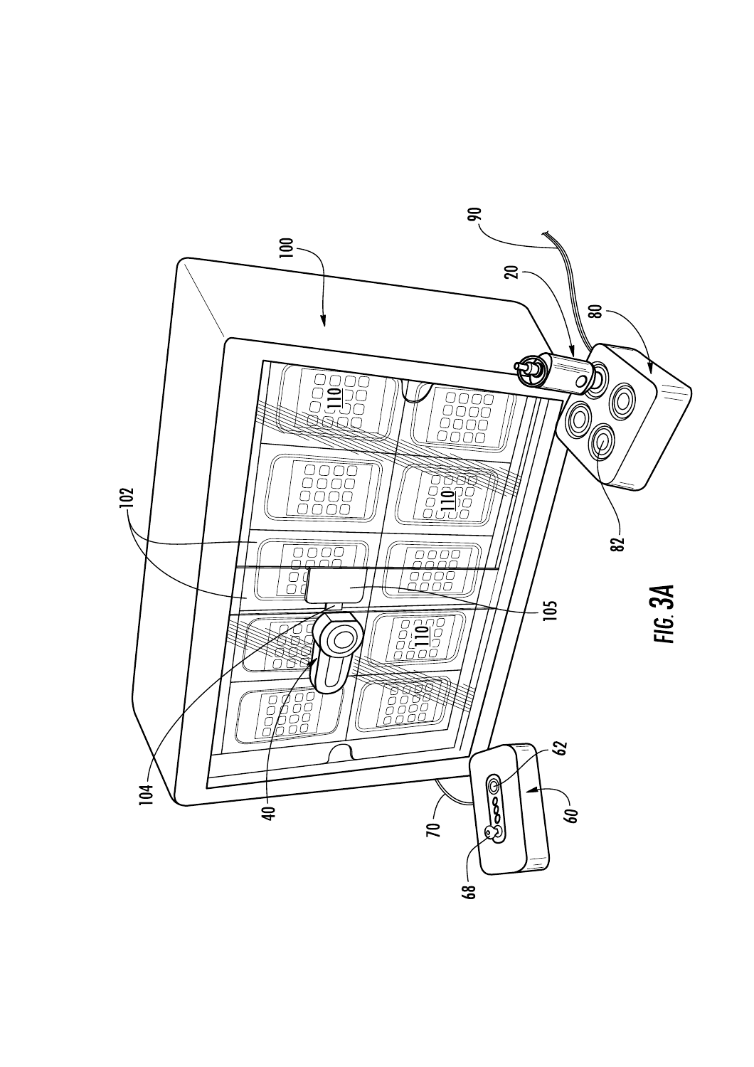FIG. 3A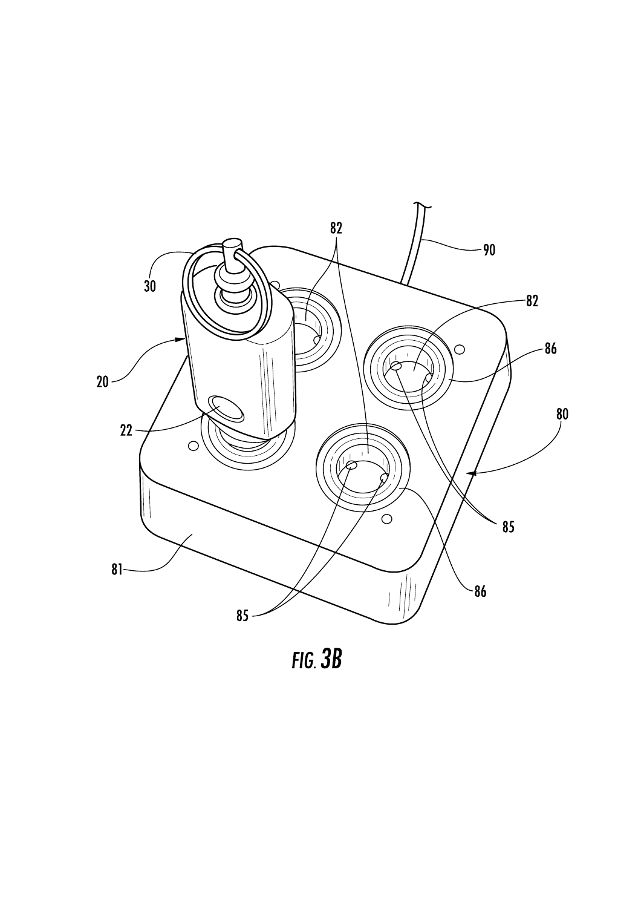FIG. 3B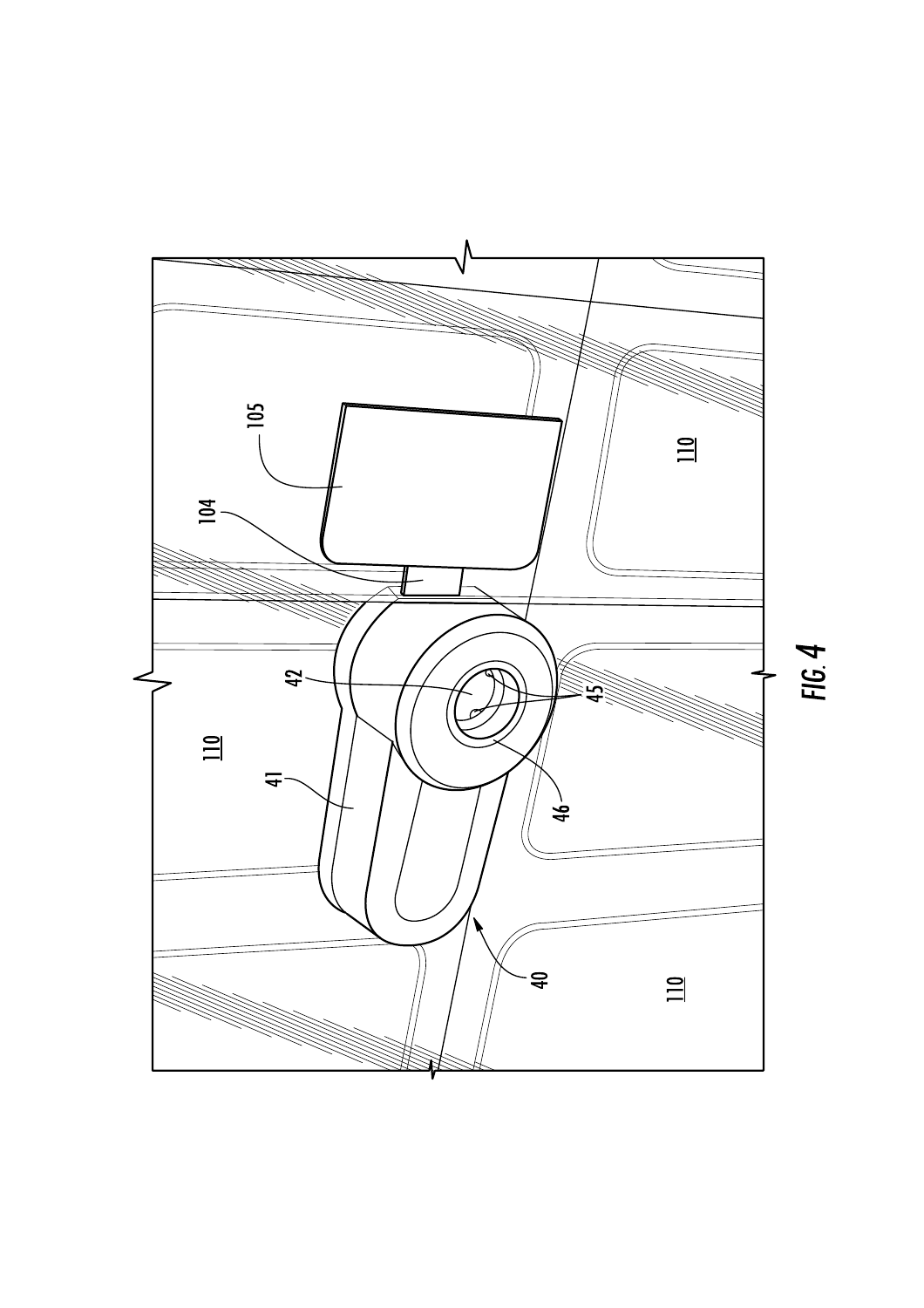FIG. 4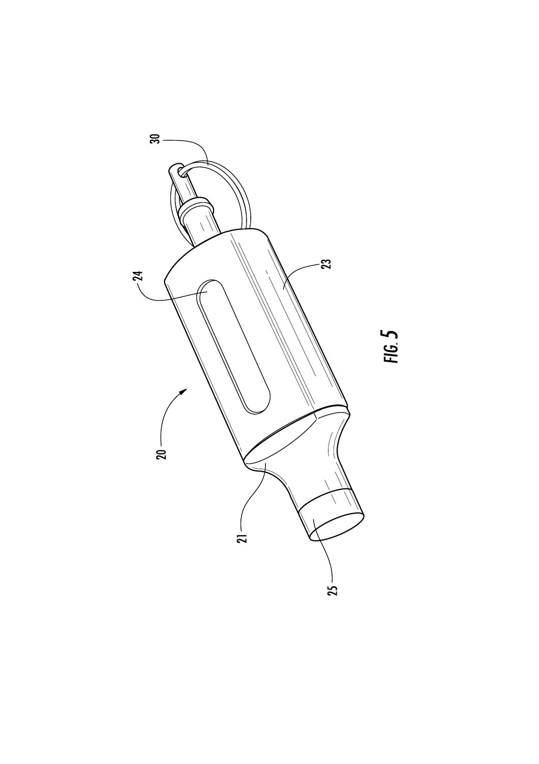FIG. 5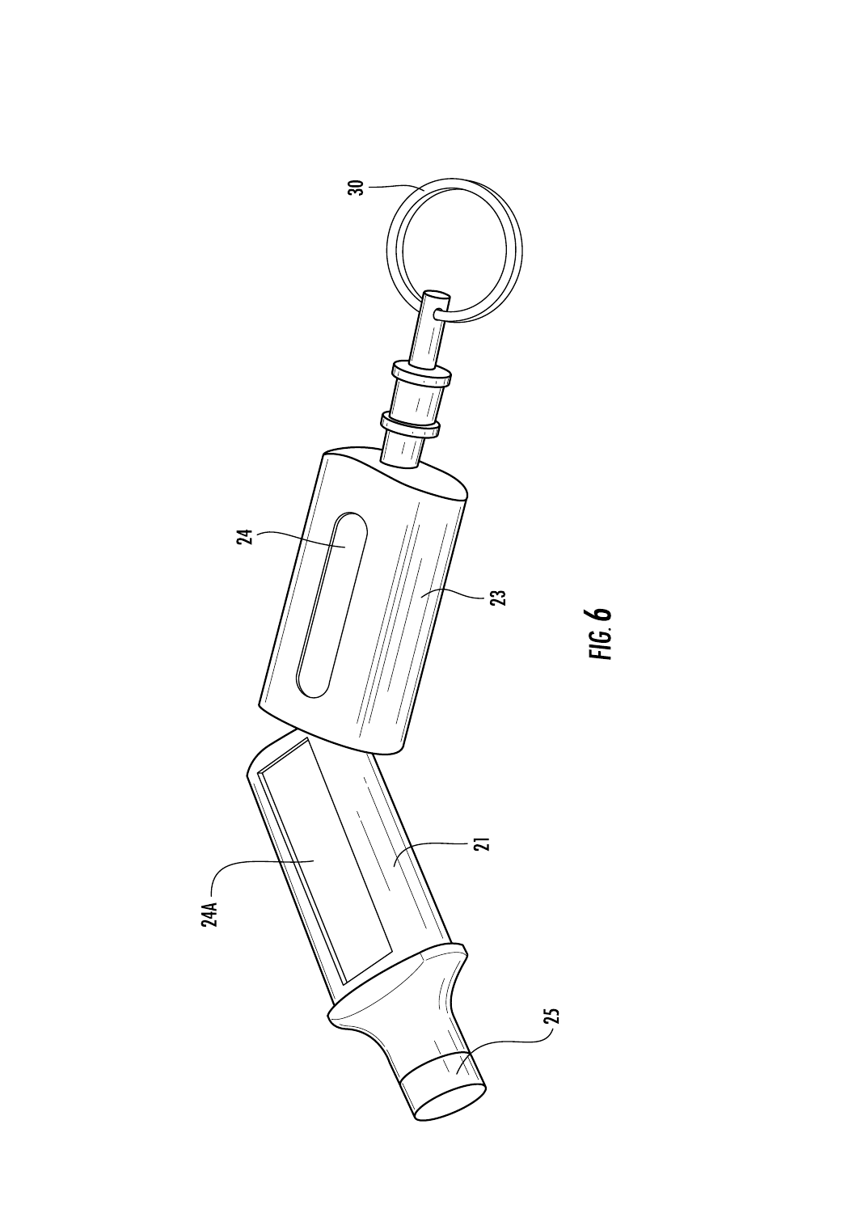30

24

23

24A

21

25

FIG. 6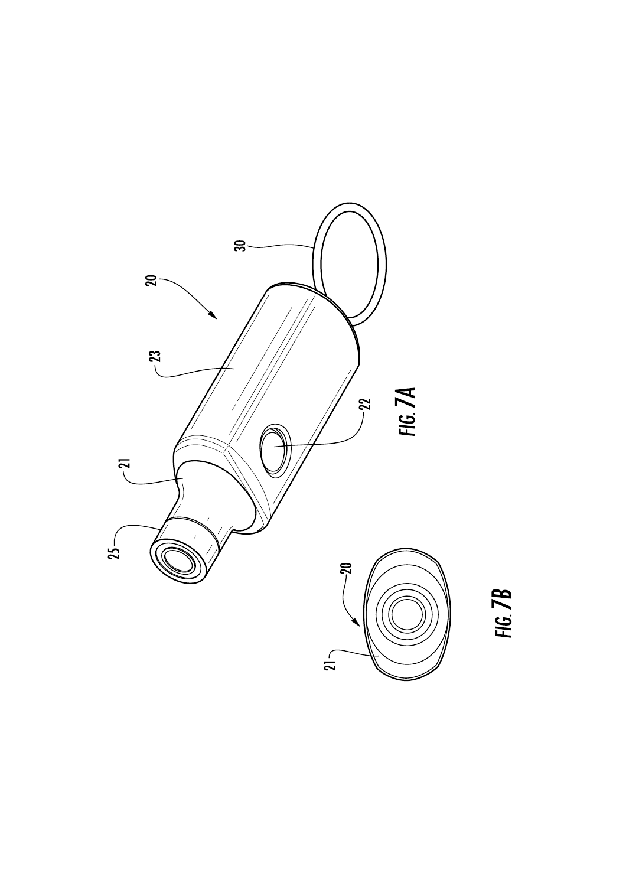FIG. 7A

FIG. 7B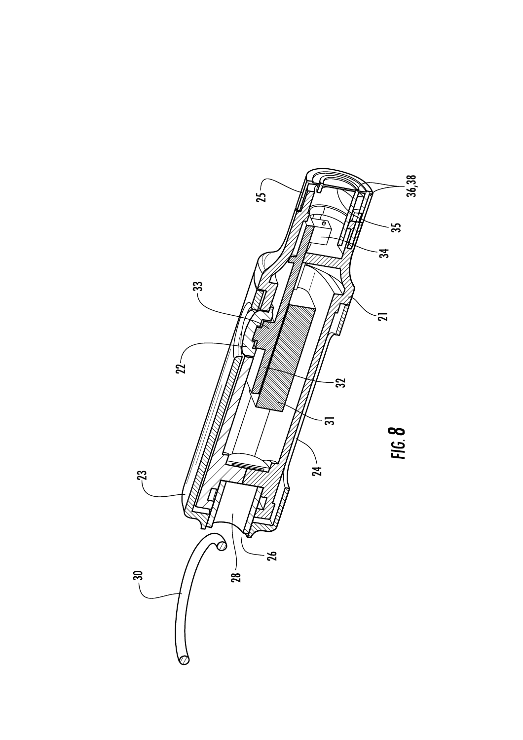FIG. 8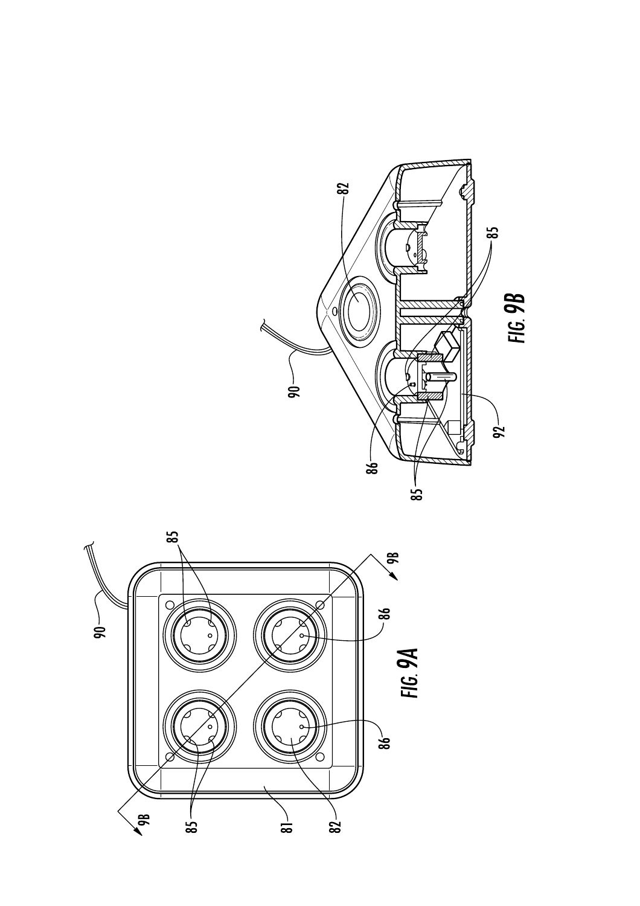FIG. 9A

FIG. 9B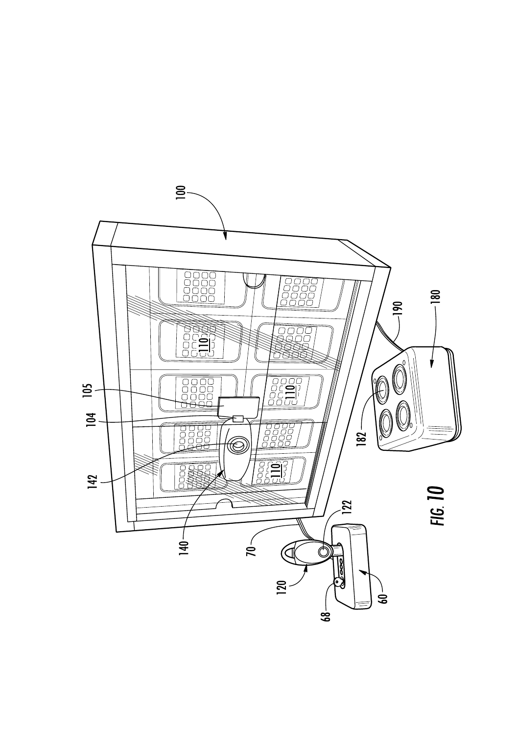FIG. 10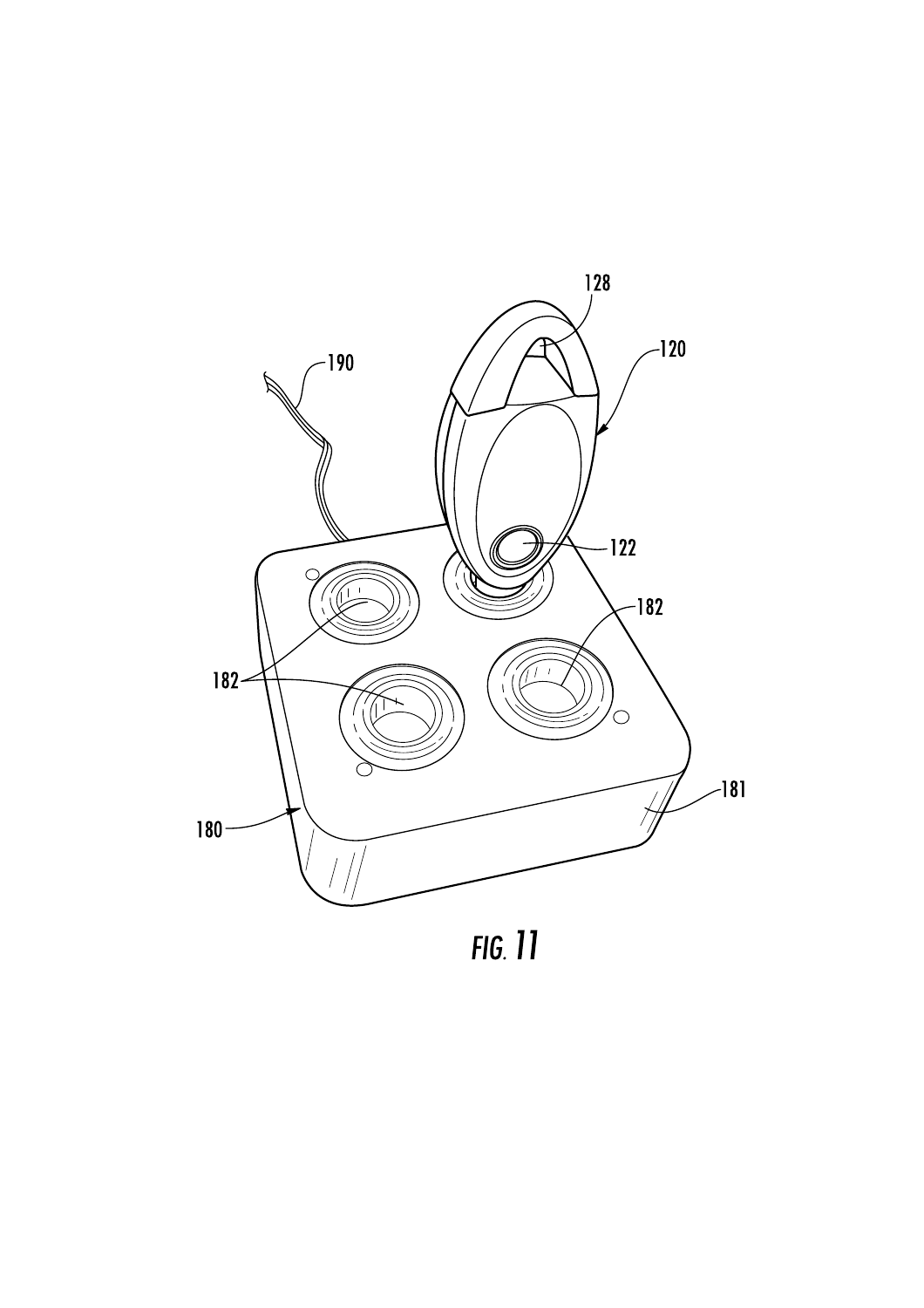128

190

120

122

182

182

182

181

180

FIG. 11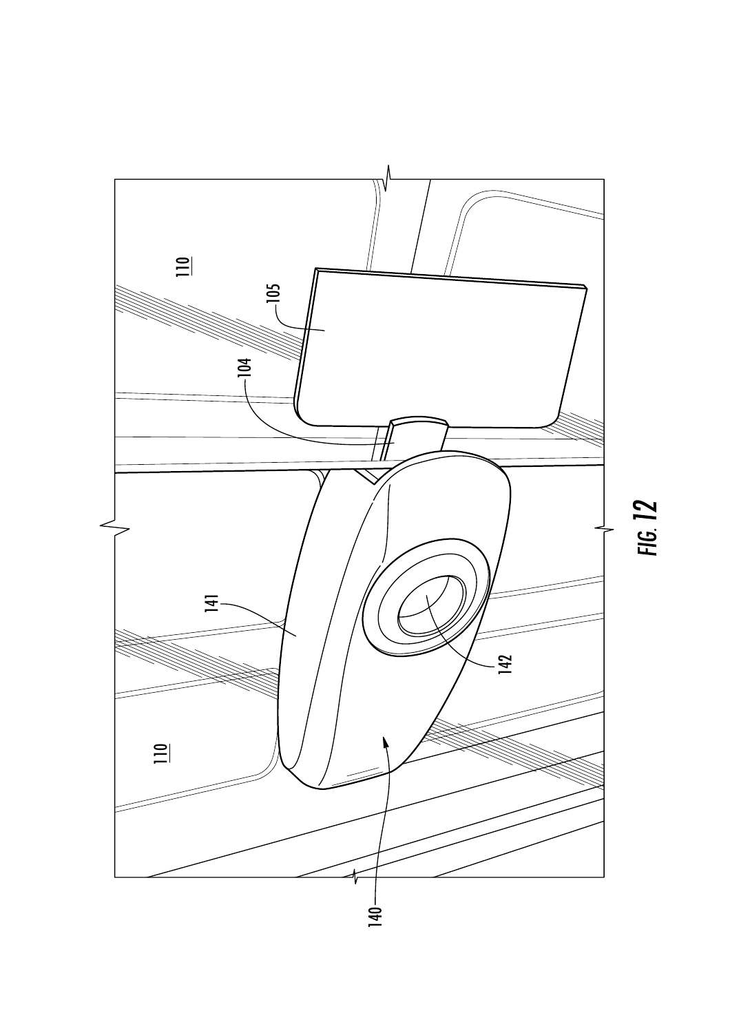FIG. 12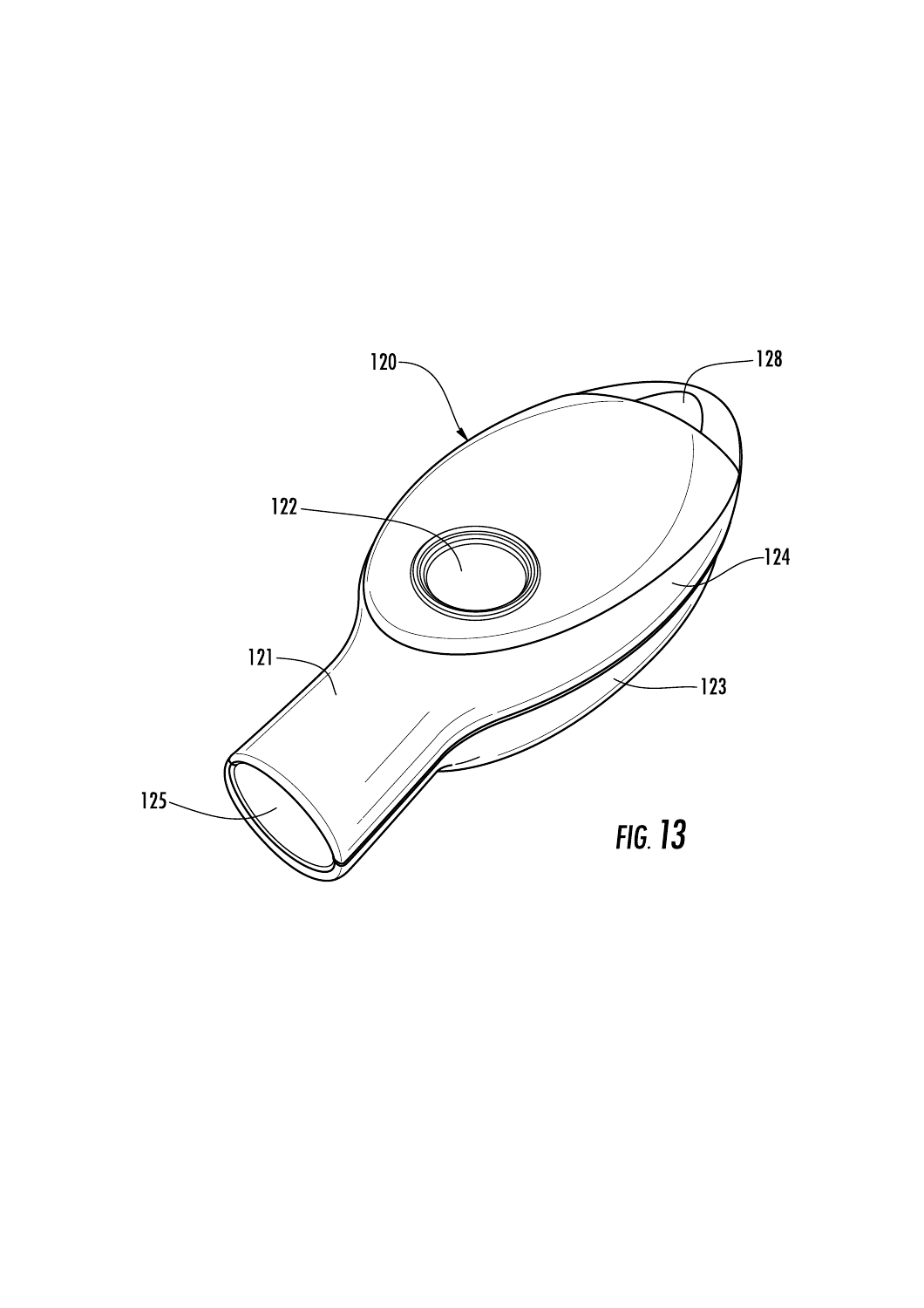120

128

122

124

121

123

125

*FIG. 13*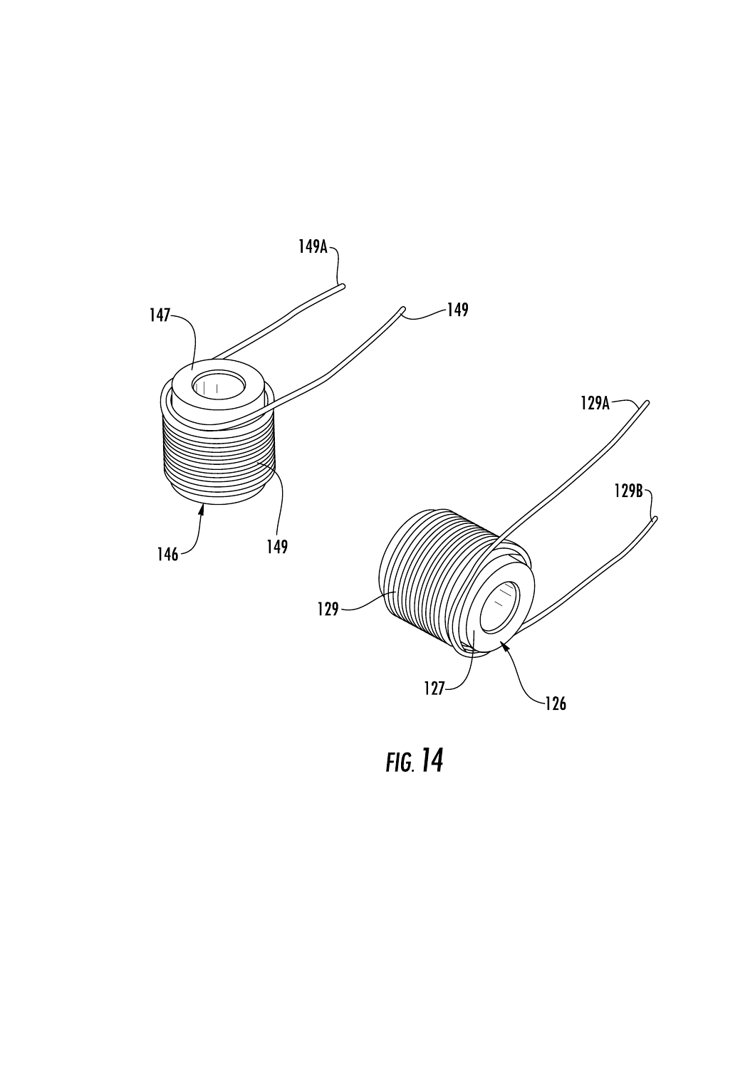FIG. 14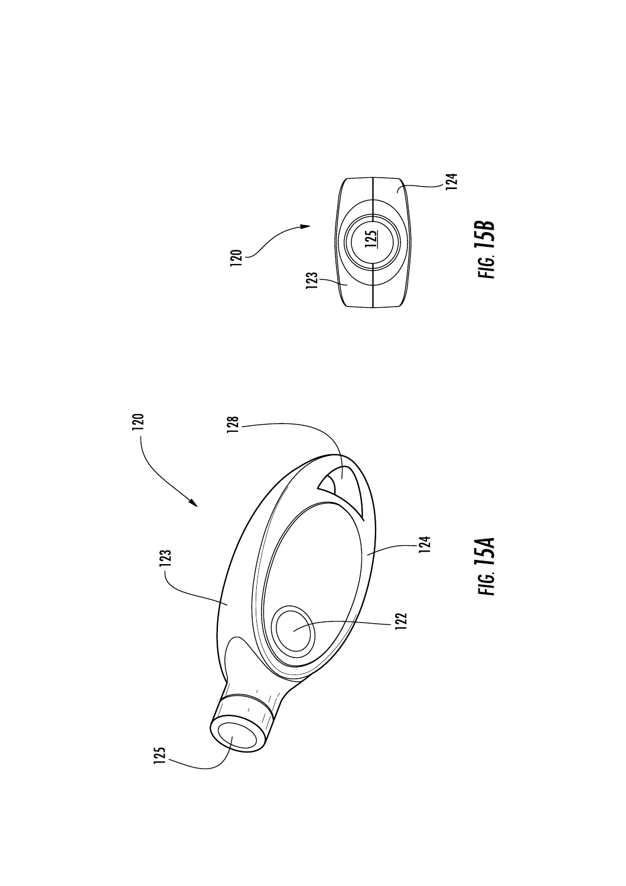FIG. 15A

FIG. 15B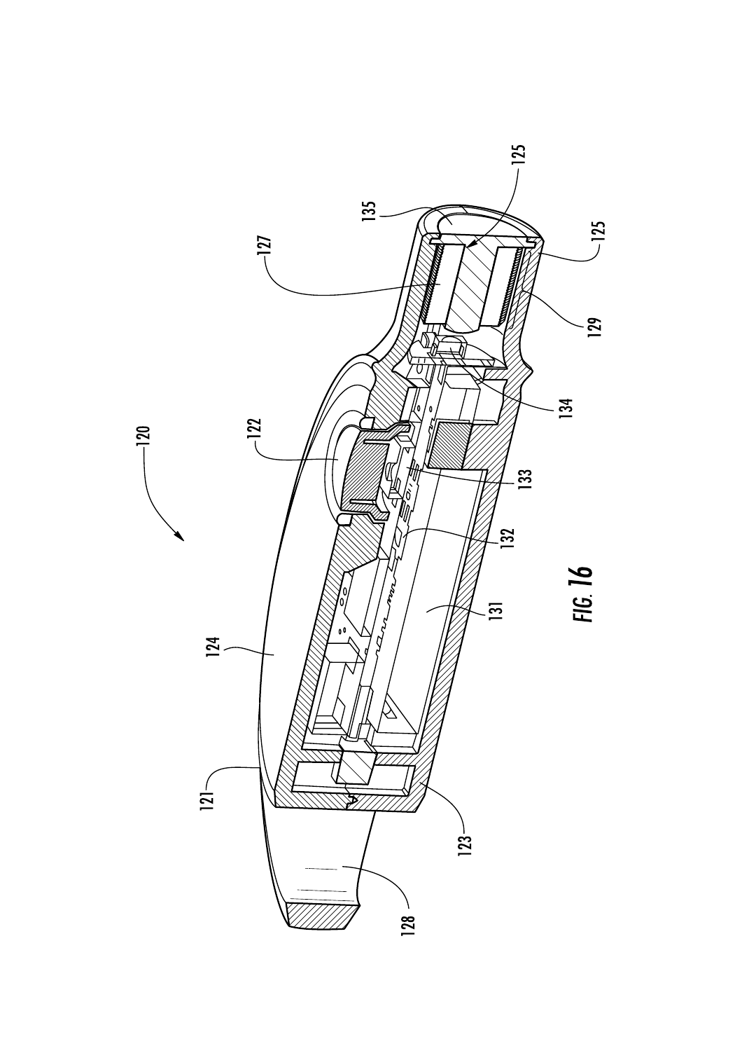120

122

124

121

123

128

127

135

125

125

129

134

133

132

131

FIG. 16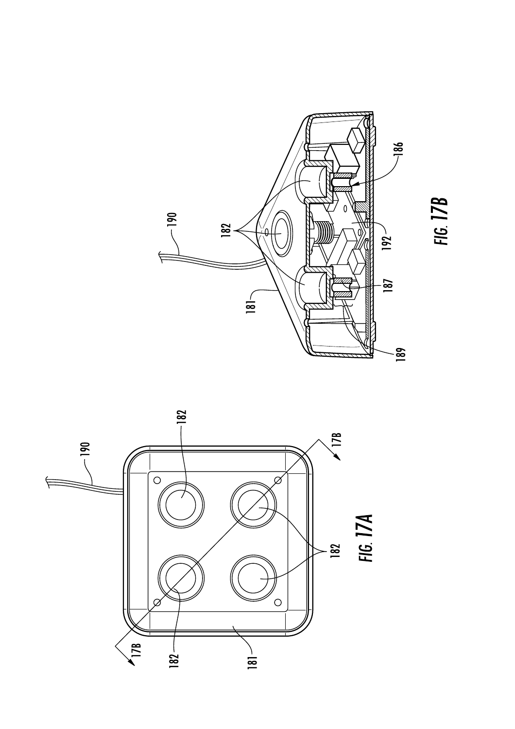FIG. 17A

FIG. 17B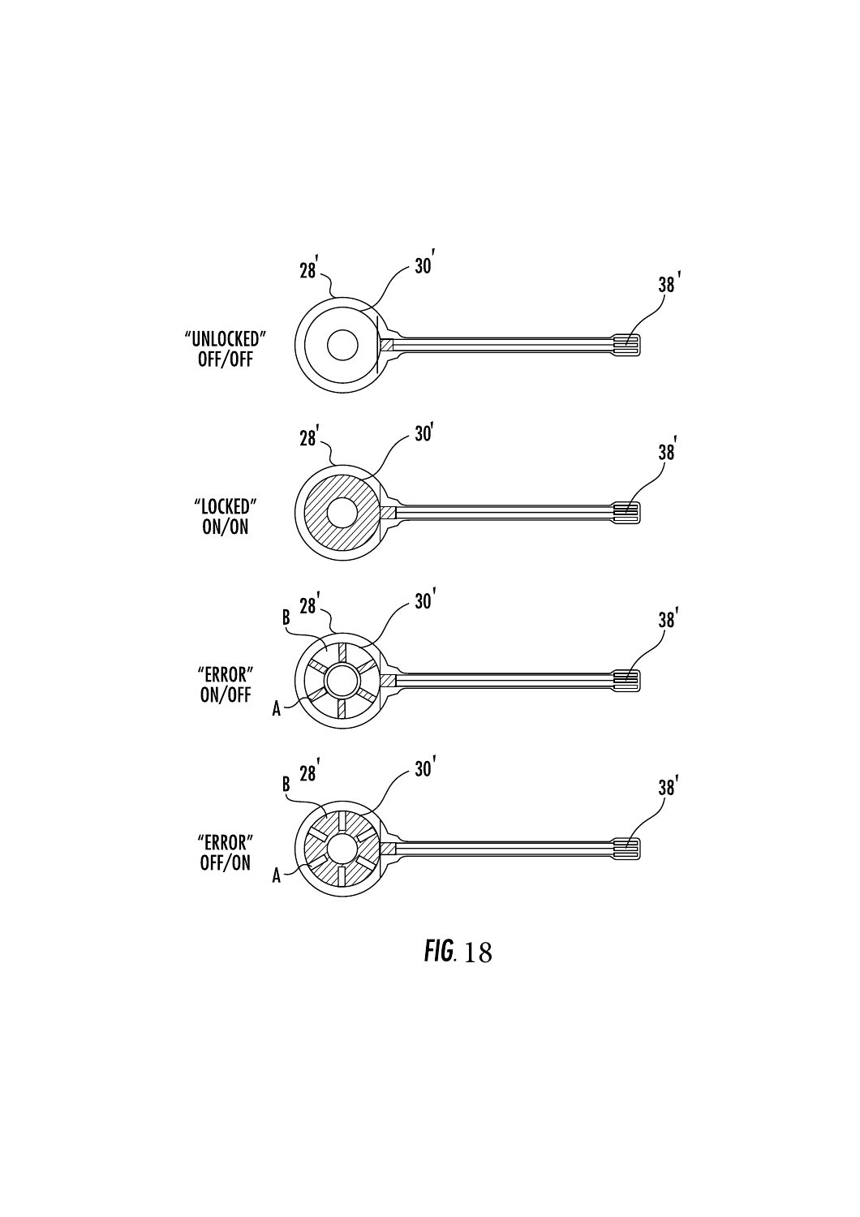“UNLOCKED”
OFF/OFF

28'
30'
38'

“LOCKED”
ON/ON

28'
30'
38'

“ERROR”
ON/OFF

B
A
28'
30'
38'

“ERROR”
OFF/ON

B
A
28'
30'
38'

*FIG.* 18